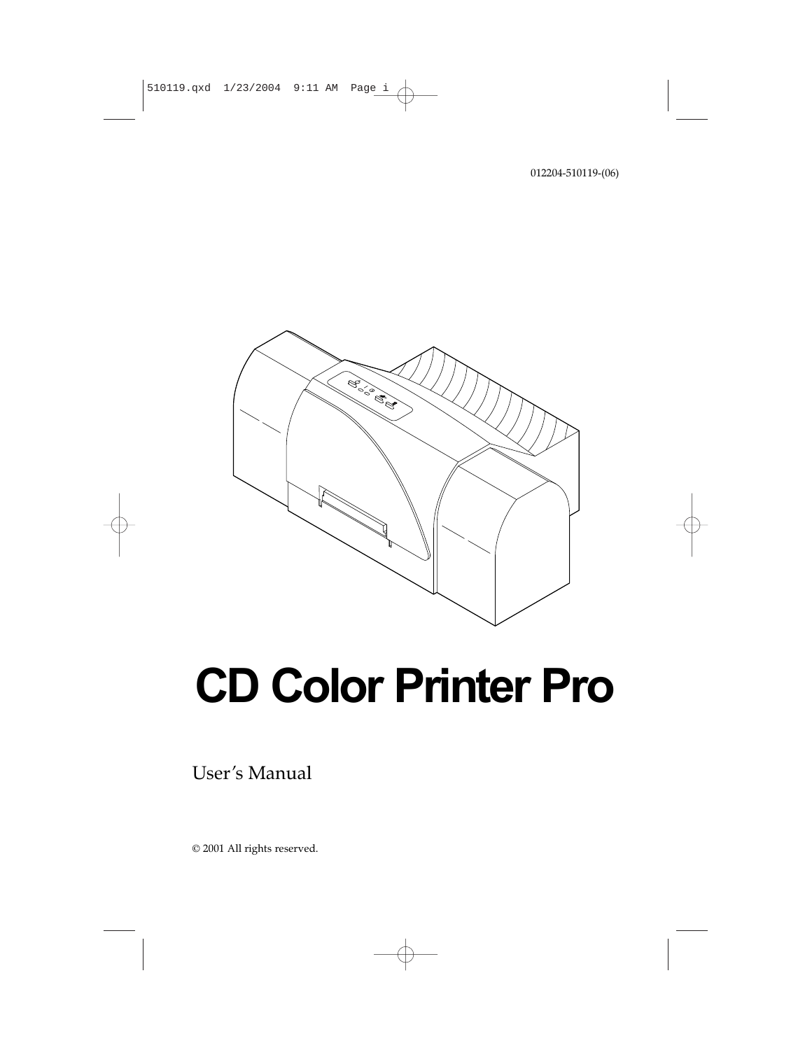012204-510119-(06)

# CD Color Printer Pro

User's Manual

© 2001 All rights reserved.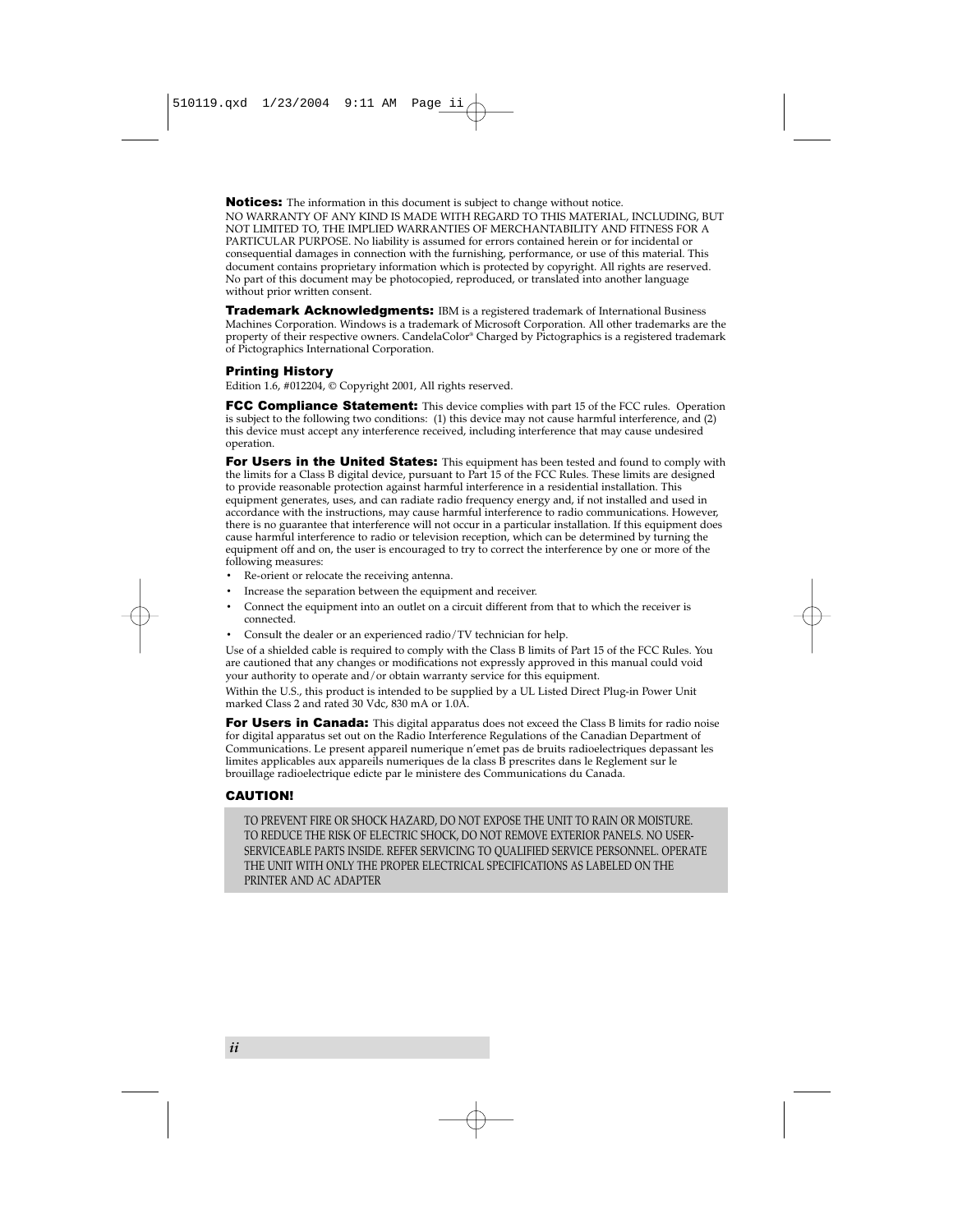**Notices:** The information in this document is subject to change without notice.
NO WARRANTY OF ANY KIND IS MADE WITH REGARD TO THIS MATERIAL, INCLUDING, BUT NOT LIMITED TO, THE IMPLIED WARRANTIES OF MERCHANTABILITY AND FITNESS FOR A PARTICULAR PURPOSE. No liability is assumed for errors contained herein or for incidental or consequential damages in connection with the furnishing, performance, or use of this material. This document contains proprietary information which is protected by copyright. All rights are reserved. No part of this document may be photocopied, reproduced, or translated into another language without prior written consent.

**Trademark Acknowledgments:** IBM is a registered trademark of International Business Machines Corporation. Windows is a trademark of Microsoft Corporation. All other trademarks are the property of their respective owners. CandelaColor® Charged by Pictographics is a registered trademark of Pictographics International Corporation.

**Printing History**

Edition 1.6, #012204, © Copyright 2001, All rights reserved.

**FCC Compliance Statement:** This device complies with part 15 of the FCC rules. Operation is subject to the following two conditions: (1) this device may not cause harmful interference, and (2) this device must accept any interference received, including interference that may cause undesired operation.

**For Users in the United States:** This equipment has been tested and found to comply with the limits for a Class B digital device, pursuant to Part 15 of the FCC Rules. These limits are designed to provide reasonable protection against harmful interference in a residential installation. This equipment generates, uses, and can radiate radio frequency energy and, if not installed and used in accordance with the instructions, may cause harmful interference to radio communications. However, there is no guarantee that interference will not occur in a particular installation. If this equipment does cause harmful interference to radio or television reception, which can be determined by turning the equipment off and on, the user is encouraged to try to correct the interference by one or more of the following measures:

- Re-orient or relocate the receiving antenna.
- Increase the separation between the equipment and receiver.
- Connect the equipment into an outlet on a circuit different from that to which the receiver is connected.
- Consult the dealer or an experienced radio/TV technician for help.

Use of a shielded cable is required to comply with the Class B limits of Part 15 of the FCC Rules. You are cautioned that any changes or modifications not expressly approved in this manual could void your authority to operate and/or obtain warranty service for this equipment.

Within the U.S., this product is intended to be supplied by a UL Listed Direct Plug-in Power Unit marked Class 2 and rated 30 Vdc, 830 mA or 1.0A.

**For Users in Canada:** This digital apparatus does not exceed the Class B limits for radio noise for digital apparatus set out on the Radio Interference Regulations of the Canadian Department of Communications. Le present appareil numerique n'emet pas de bruits radioelectriques depassant les limites applicables aux appareils numeriques de la class B prescrites dans le Reglement sur le brouillage radioelectrique edicte par le ministere des Communications du Canada.

**CAUTION!**

TO PREVENT FIRE OR SHOCK HAZARD, DO NOT EXPOSE THE UNIT TO RAIN OR MOISTURE. TO REDUCE THE RISK OF ELECTRIC SHOCK, DO NOT REMOVE EXTERIOR PANELS. NO USER-SERVICEABLE PARTS INSIDE. REFER SERVICING TO QUALIFIED SERVICE PERSONNEL. OPERATE THE UNIT WITH ONLY THE PROPER ELECTRICAL SPECIFICATIONS AS LABELED ON THE PRINTER AND AC ADAPTER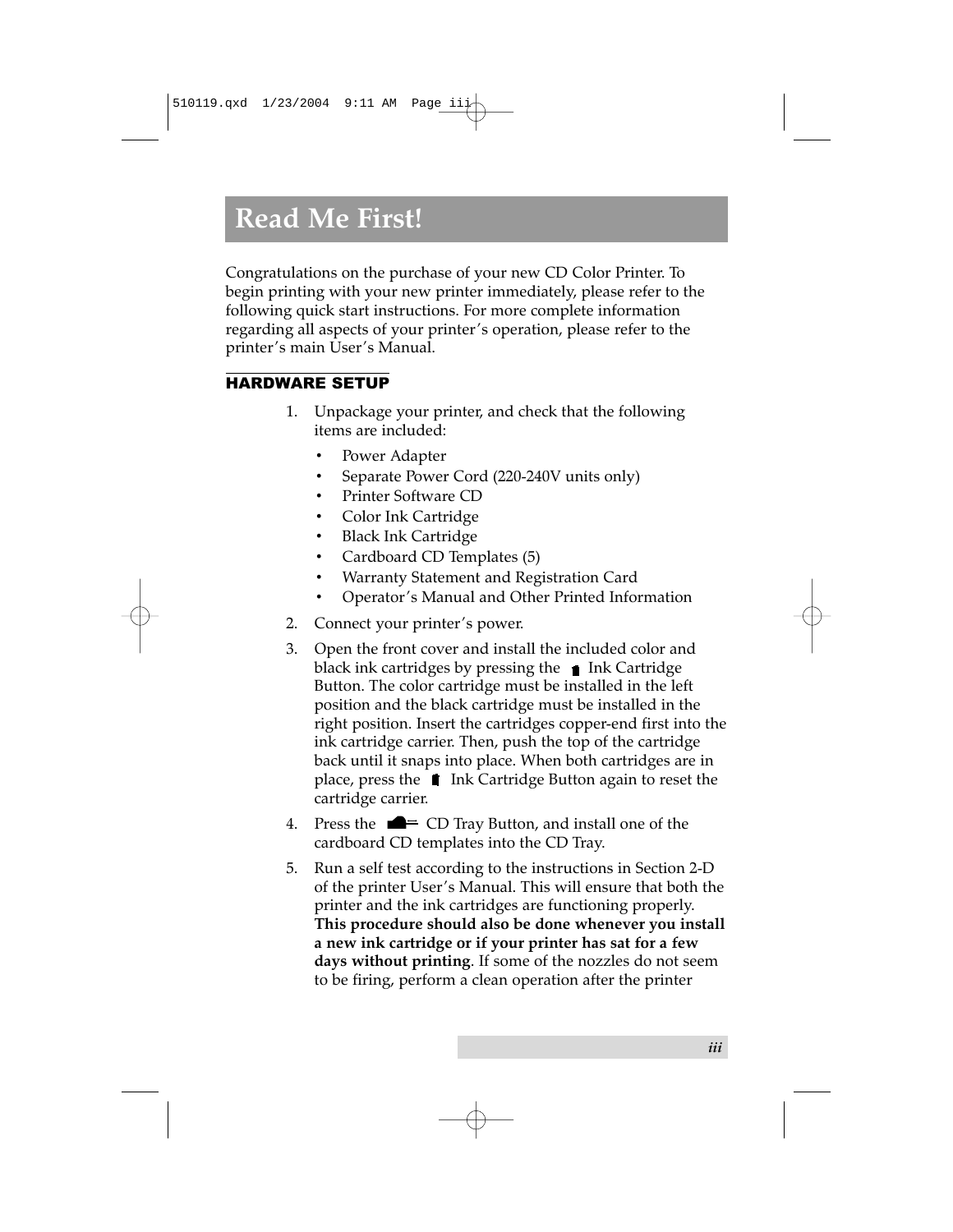# Read Me First!

Congratulations on the purchase of your new CD Color Printer. To begin printing with your new printer immediately, please refer to the following quick start instructions. For more complete information regarding all aspects of your printer's operation, please refer to the printer's main User's Manual.

## HARDWARE SETUP

1. Unpackage your printer, and check that the following items are included:
   - Power Adapter
   - Separate Power Cord (220-240V units only)
   - Printer Software CD
   - Color Ink Cartridge
   - Black Ink Cartridge
   - Cardboard CD Templates (5)
   - Warranty Statement and Registration Card
   - Operator's Manual and Other Printed Information
2. Connect your printer's power.
3. Open the front cover and install the included color and black ink cartridges by pressing the Ink Cartridge Button. The color cartridge must be installed in the left position and the black cartridge must be installed in the right position. Insert the cartridges copper-end first into the ink cartridge carrier. Then, push the top of the cartridge back until it snaps into place. When both cartridges are in place, press the Ink Cartridge Button again to reset the cartridge carrier.
4. Press the CD Tray Button, and install one of the cardboard CD templates into the CD Tray.
5. Run a self test according to the instructions in Section 2-D of the printer User's Manual. This will ensure that both the printer and the ink cartridges are functioning properly. **This procedure should also be done whenever you install a new ink cartridge or if your printer has sat for a few days without printing**. If some of the nozzles do not seem to be firing, perform a clean operation after the printer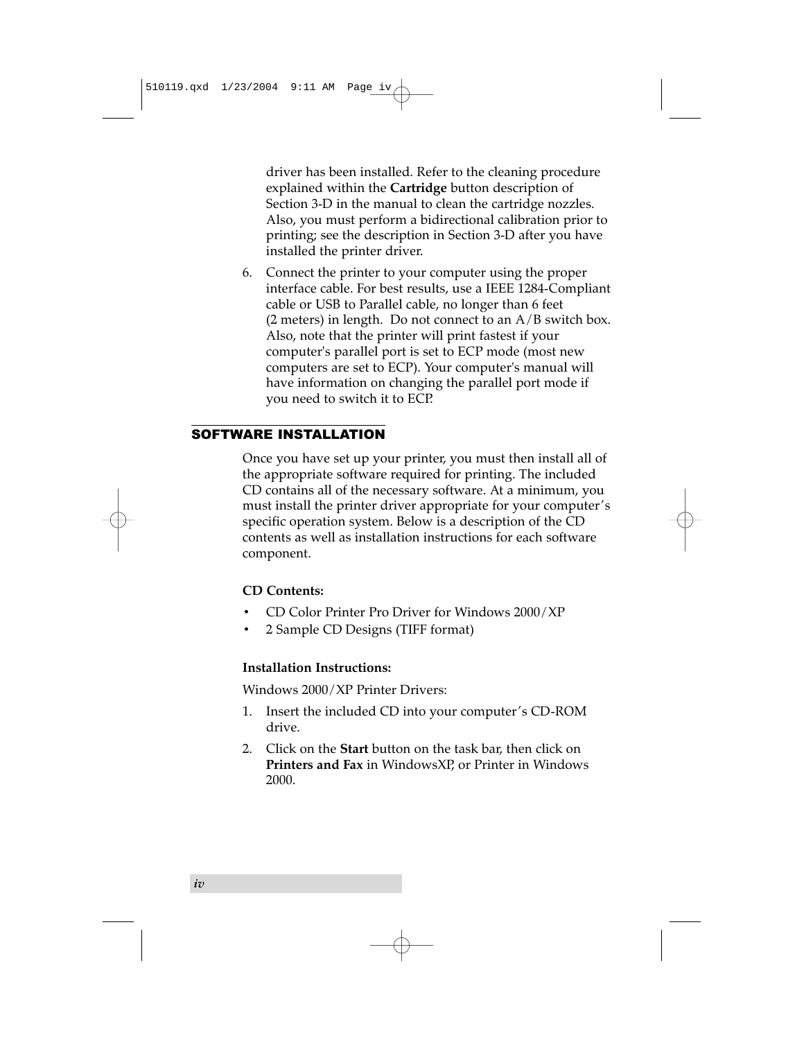driver has been installed. Refer to the cleaning procedure explained within the **Cartridge** button description of Section 3-D in the manual to clean the cartridge nozzles. Also, you must perform a bidirectional calibration prior to printing; see the description in Section 3-D after you have installed the printer driver.

6. Connect the printer to your computer using the proper interface cable. For best results, use a IEEE 1284-Compliant cable or USB to Parallel cable, no longer than 6 feet (2 meters) in length. Do not connect to an A/B switch box. Also, note that the printer will print fastest if your computer's parallel port is set to ECP mode (most new computers are set to ECP). Your computer's manual will have information on changing the parallel port mode if you need to switch it to ECP.

## SOFTWARE INSTALLATION

Once you have set up your printer, you must then install all of the appropriate software required for printing. The included CD contains all of the necessary software. At a minimum, you must install the printer driver appropriate for your computer's specific operation system. Below is a description of the CD contents as well as installation instructions for each software component.

**CD Contents:**

- CD Color Printer Pro Driver for Windows 2000/XP
- 2 Sample CD Designs (TIFF format)

**Installation Instructions:**

Windows 2000/XP Printer Drivers:

1. Insert the included CD into your computer's CD-ROM drive.
2. Click on the **Start** button on the task bar, then click on **Printers and Fax** in WindowsXP, or Printer in Windows 2000.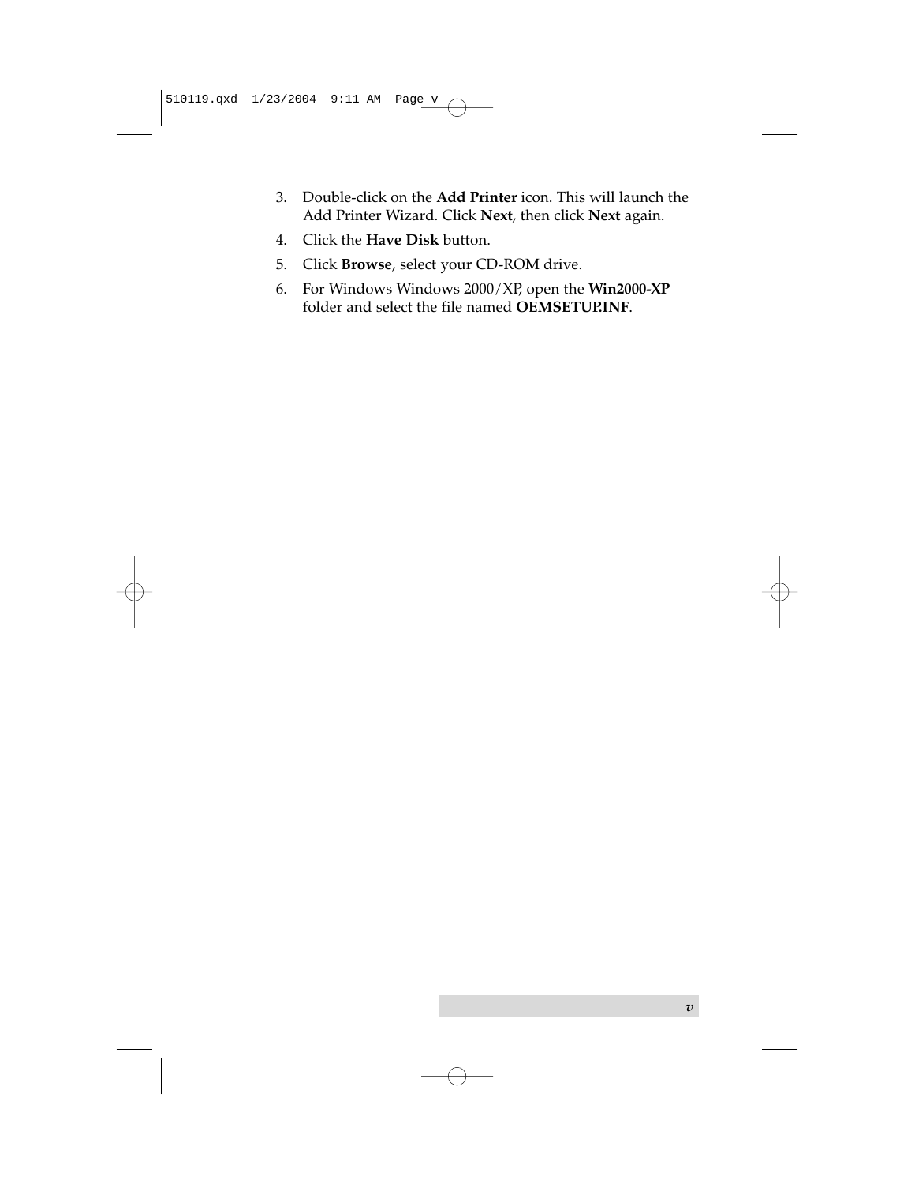3. Double-click on the **Add Printer** icon. This will launch the Add Printer Wizard. Click **Next**, then click **Next** again.
4. Click the **Have Disk** button.
5. Click **Browse**, select your CD-ROM drive.
6. For Windows Windows 2000/XP, open the **Win2000-XP** folder and select the file named **OEMSETUP.INF**.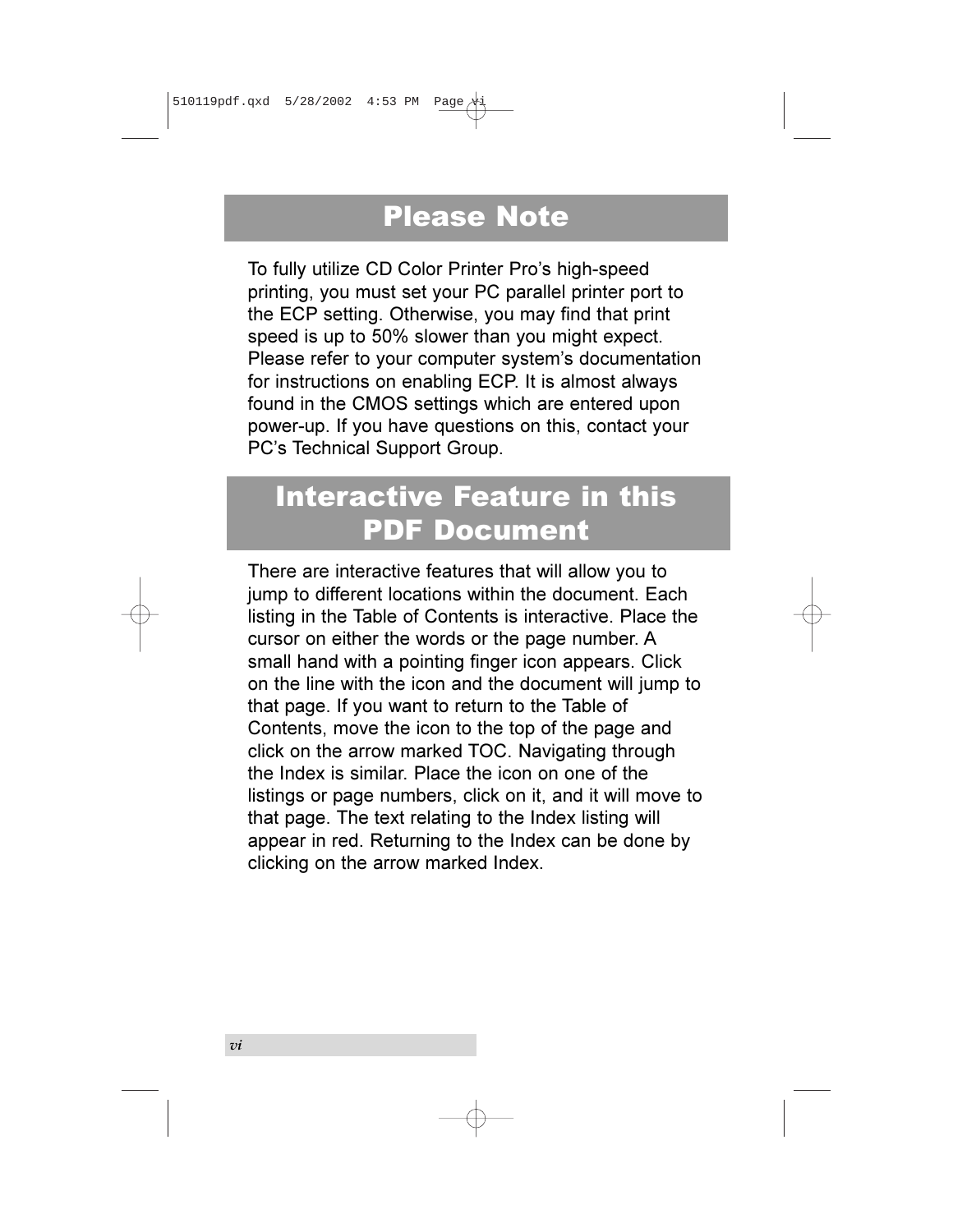## Please Note

To fully utilize CD Color Printer Pro's high-speed printing, you must set your PC parallel printer port to the ECP setting. Otherwise, you may find that print speed is up to 50% slower than you might expect. Please refer to your computer system's documentation for instructions on enabling ECP. It is almost always found in the CMOS settings which are entered upon power-up. If you have questions on this, contact your PC's Technical Support Group.

## Interactive Feature in this PDF Document

There are interactive features that will allow you to jump to different locations within the document. Each listing in the Table of Contents is interactive. Place the cursor on either the words or the page number. A small hand with a pointing finger icon appears. Click on the line with the icon and the document will jump to that page. If you want to return to the Table of Contents, move the icon to the top of the page and click on the arrow marked TOC. Navigating through the Index is similar. Place the icon on one of the listings or page numbers, click on it, and it will move to that page. The text relating to the Index listing will appear in red. Returning to the Index can be done by clicking on the arrow marked Index.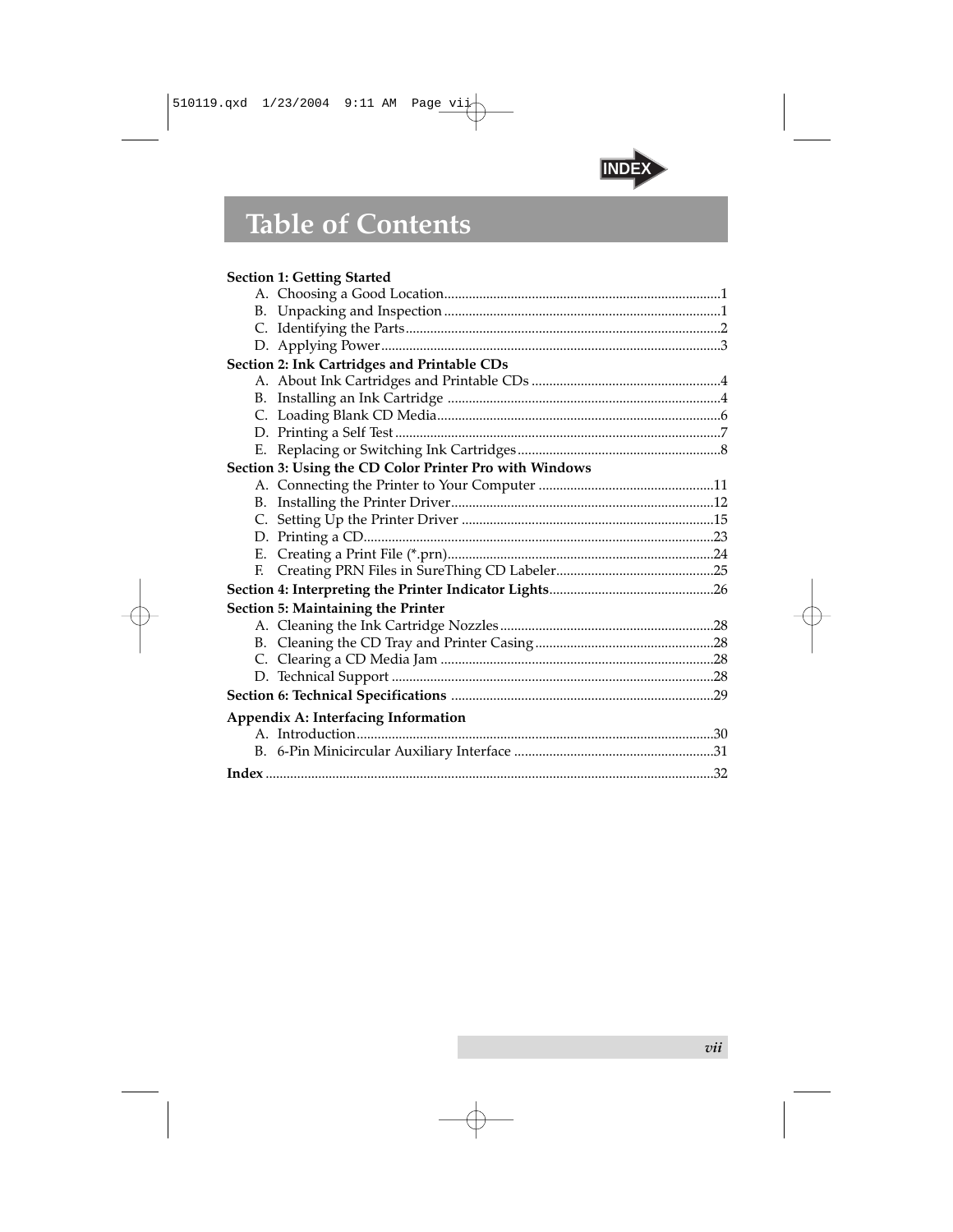# Table of Contents

**Section 1: Getting Started**

- A. Choosing a Good Location ........ 1
- B. Unpacking and Inspection ........ 1
- C. Identifying the Parts ........ 2
- D. Applying Power ........ 3

**Section 2: Ink Cartridges and Printable CDs**

- A. About Ink Cartridges and Printable CDs ........ 4
- B. Installing an Ink Cartridge ........ 4
- C. Loading Blank CD Media ........ 6
- D. Printing a Self Test ........ 7
- E. Replacing or Switching Ink Cartridges ........ 8

**Section 3: Using the CD Color Printer Pro with Windows**

- A. Connecting the Printer to Your Computer ........ 11
- B. Installing the Printer Driver ........ 12
- C. Setting Up the Printer Driver ........ 15
- D. Printing a CD ........ 23
- E. Creating a Print File (*.prn) ........ 24
- F. Creating PRN Files in SureThing CD Labeler ........ 25

**Section 4: Interpreting the Printer Indicator Lights** ........ 26

**Section 5: Maintaining the Printer**

- A. Cleaning the Ink Cartridge Nozzles ........ 28
- B. Cleaning the CD Tray and Printer Casing ........ 28
- C. Clearing a CD Media Jam ........ 28
- D. Technical Support ........ 28

**Section 6: Technical Specifications** ........ 29

**Appendix A: Interfacing Information**

- A. Introduction ........ 30
- B. 6-Pin Minicircular Auxiliary Interface ........ 31

**Index** ........ 32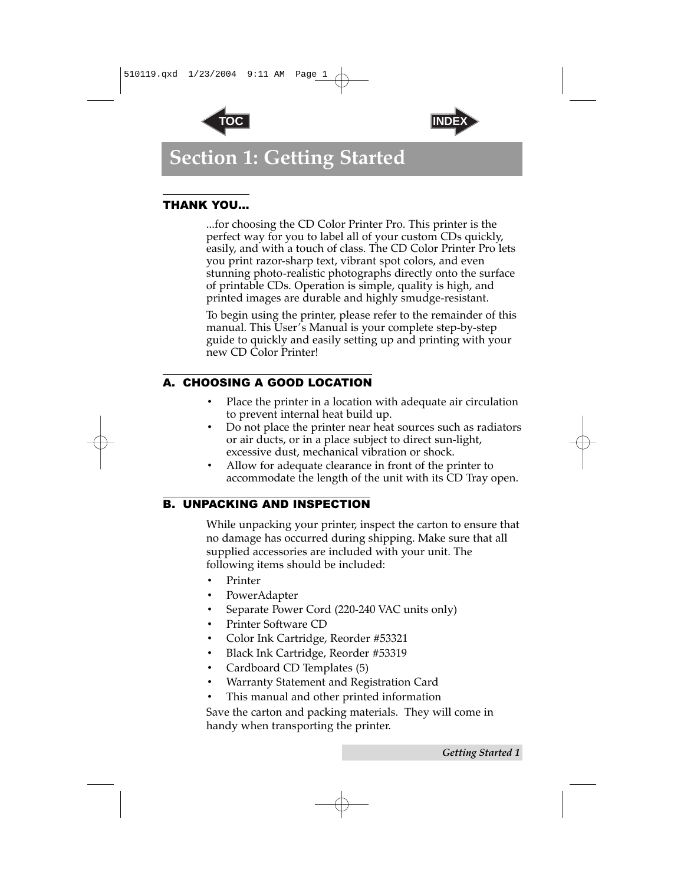# Section 1: Getting Started

## THANK YOU...

...for choosing the CD Color Printer Pro. This printer is the perfect way for you to label all of your custom CDs quickly, easily, and with a touch of class. The CD Color Printer Pro lets you print razor-sharp text, vibrant spot colors, and even stunning photo-realistic photographs directly onto the surface of printable CDs. Operation is simple, quality is high, and printed images are durable and highly smudge-resistant.

To begin using the printer, please refer to the remainder of this manual. This User's Manual is your complete step-by-step guide to quickly and easily setting up and printing with your new CD Color Printer!

## A. CHOOSING A GOOD LOCATION

- Place the printer in a location with adequate air circulation to prevent internal heat build up.
- Do not place the printer near heat sources such as radiators or air ducts, or in a place subject to direct sun-light, excessive dust, mechanical vibration or shock.
- Allow for adequate clearance in front of the printer to accommodate the length of the unit with its CD Tray open.

## B. UNPACKING AND INSPECTION

While unpacking your printer, inspect the carton to ensure that no damage has occurred during shipping. Make sure that all supplied accessories are included with your unit. The following items should be included:

- Printer
- PowerAdapter
- Separate Power Cord (220-240 VAC units only)
- Printer Software CD
- Color Ink Cartridge, Reorder #53321
- Black Ink Cartridge, Reorder #53319
- Cardboard CD Templates (5)
- Warranty Statement and Registration Card
- This manual and other printed information

Save the carton and packing materials. They will come in handy when transporting the printer.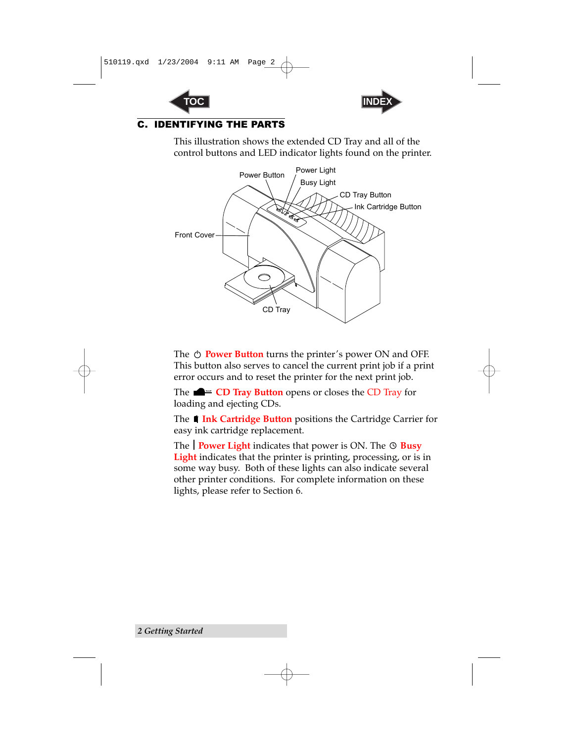## C. IDENTIFYING THE PARTS

This illustration shows the extended CD Tray and all of the control buttons and LED indicator lights found on the printer.

Power Button, Power Light, Busy Light, CD Tray Button, Ink Cartridge Button, Front Cover, CD Tray

The **Power Button** turns the printer's power ON and OFF. This button also serves to cancel the current print job if a print error occurs and to reset the printer for the next print job.

The **CD Tray Button** opens or closes the CD Tray for loading and ejecting CDs.

The **Ink Cartridge Button** positions the Cartridge Carrier for easy ink cartridge replacement.

The **Power Light** indicates that power is ON. The **Busy Light** indicates that the printer is printing, processing, or is in some way busy. Both of these lights can also indicate several other printer conditions. For complete information on these lights, please refer to Section 6.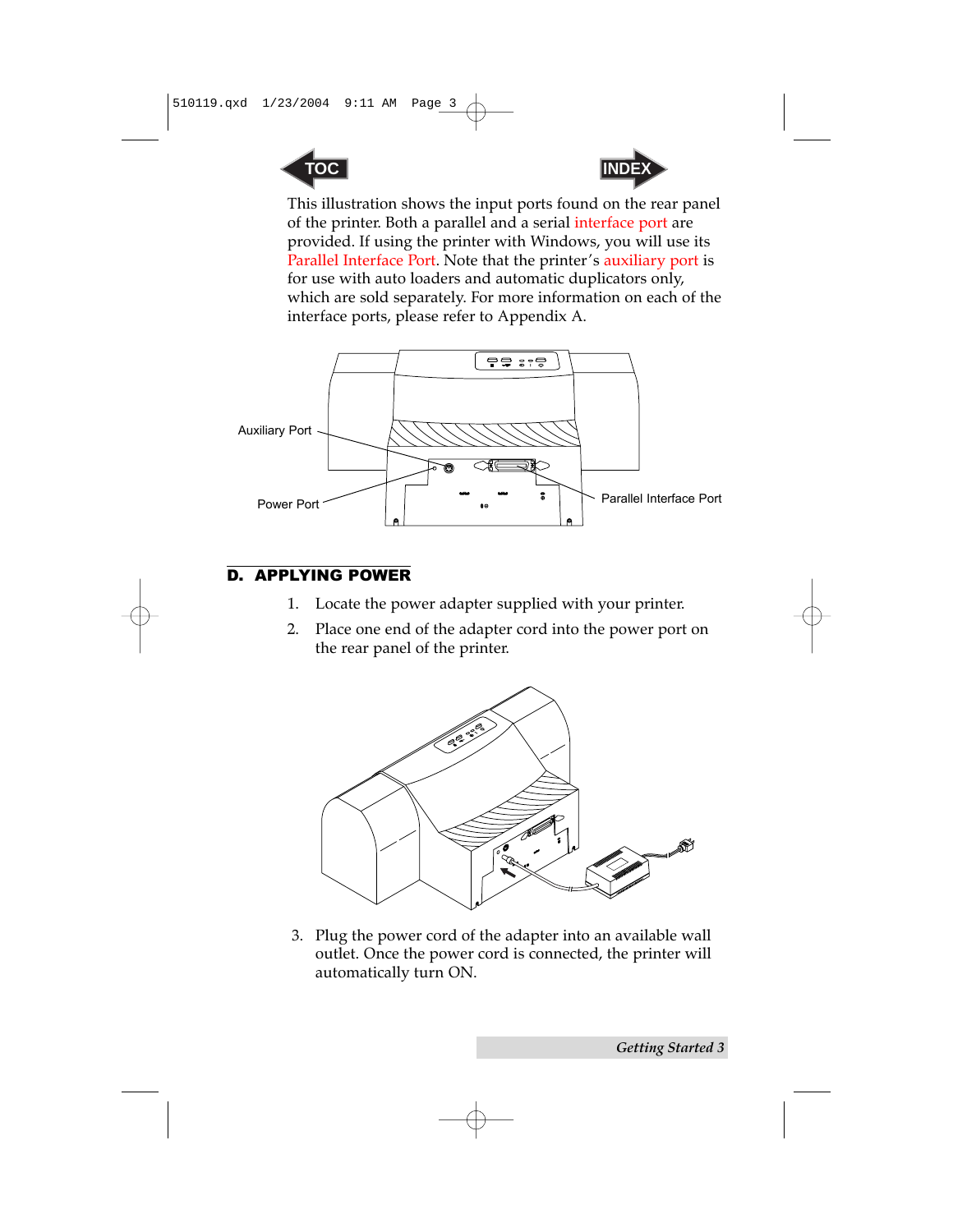This illustration shows the input ports found on the rear panel of the printer. Both a parallel and a serial interface port are provided. If using the printer with Windows, you will use its Parallel Interface Port. Note that the printer's auxiliary port is for use with auto loaders and automatic duplicators only, which are sold separately. For more information on each of the interface ports, please refer to Appendix A.

Auxiliary Port

Power Port

Parallel Interface Port

## D. APPLYING POWER

1. Locate the power adapter supplied with your printer.
2. Place one end of the adapter cord into the power port on the rear panel of the printer.
3. Plug the power cord of the adapter into an available wall outlet. Once the power cord is connected, the printer will automatically turn ON.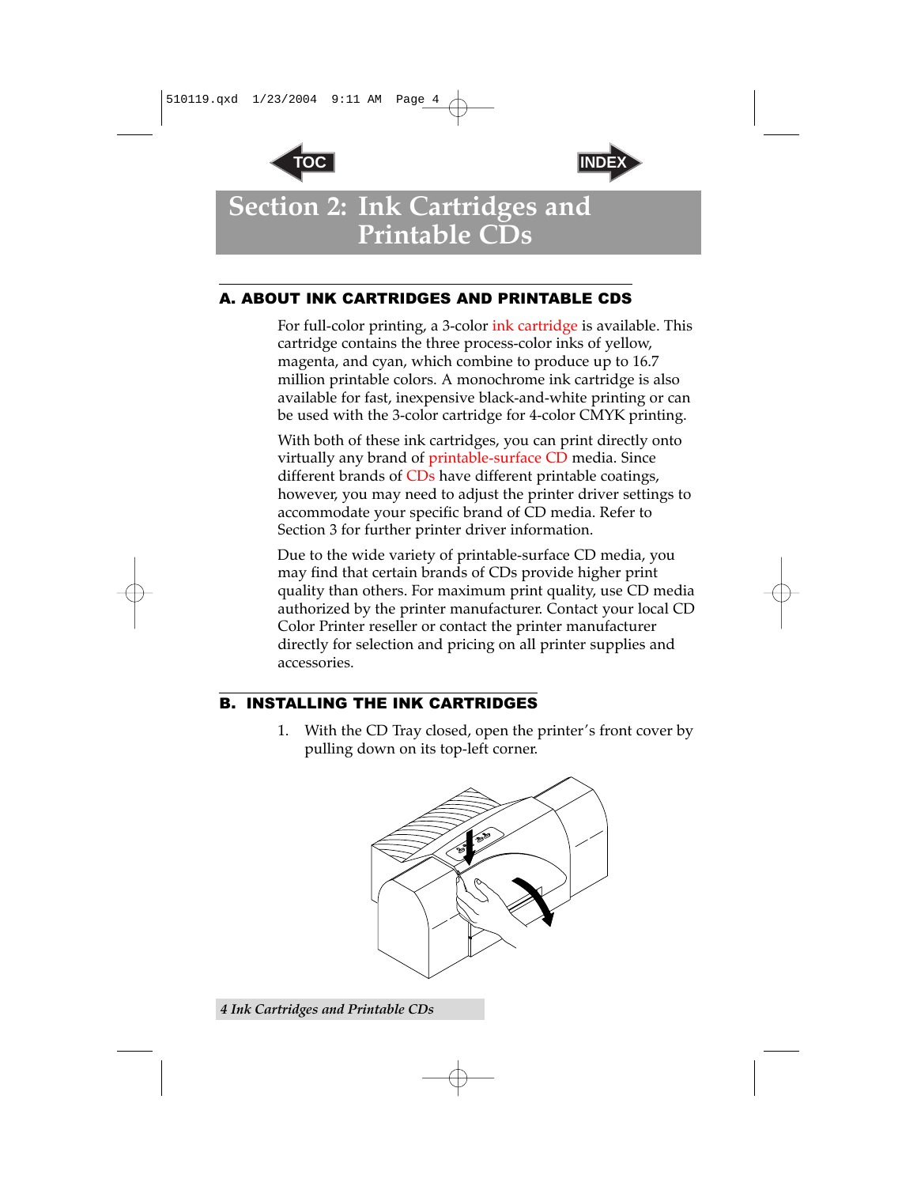# Section 2: Ink Cartridges and Printable CDs

## A. ABOUT INK CARTRIDGES AND PRINTABLE CDS

For full-color printing, a 3-color ink cartridge is available. This cartridge contains the three process-color inks of yellow, magenta, and cyan, which combine to produce up to 16.7 million printable colors. A monochrome ink cartridge is also available for fast, inexpensive black-and-white printing or can be used with the 3-color cartridge for 4-color CMYK printing.

With both of these ink cartridges, you can print directly onto virtually any brand of printable-surface CD media. Since different brands of CDs have different printable coatings, however, you may need to adjust the printer driver settings to accommodate your specific brand of CD media. Refer to Section 3 for further printer driver information.

Due to the wide variety of printable-surface CD media, you may find that certain brands of CDs provide higher print quality than others. For maximum print quality, use CD media authorized by the printer manufacturer. Contact your local CD Color Printer reseller or contact the printer manufacturer directly for selection and pricing on all printer supplies and accessories.

## B. INSTALLING THE INK CARTRIDGES

1. With the CD Tray closed, open the printer's front cover by pulling down on its top-left corner.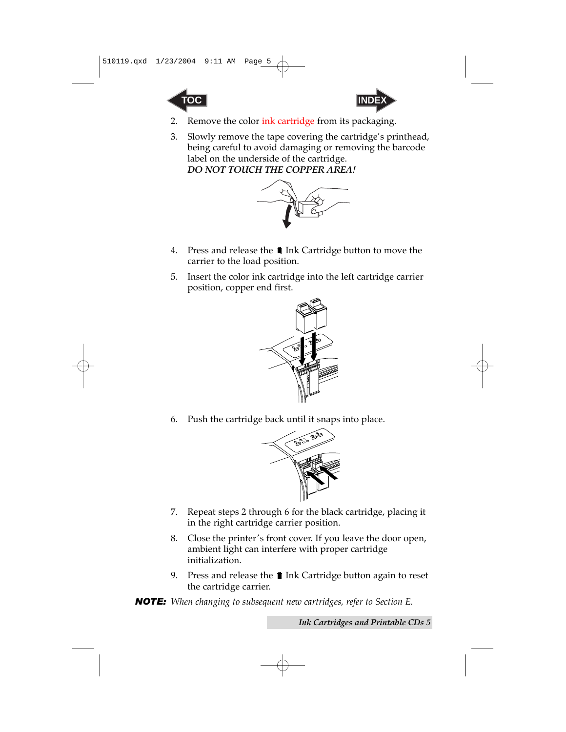2. Remove the color ink cartridge from its packaging.

3. Slowly remove the tape covering the cartridge's printhead, being careful to avoid damaging or removing the barcode label on the underside of the cartridge.
   ***DO NOT TOUCH THE COPPER AREA!***

4. Press and release the Ink Cartridge button to move the carrier to the load position.

5. Insert the color ink cartridge into the left cartridge carrier position, copper end first.

6. Push the cartridge back until it snaps into place.

7. Repeat steps 2 through 6 for the black cartridge, placing it in the right cartridge carrier position.

8. Close the printer's front cover. If you leave the door open, ambient light can interfere with proper cartridge initialization.

9. Press and release the Ink Cartridge button again to reset the cartridge carrier.

**NOTE:** *When changing to subsequent new cartridges, refer to Section E.*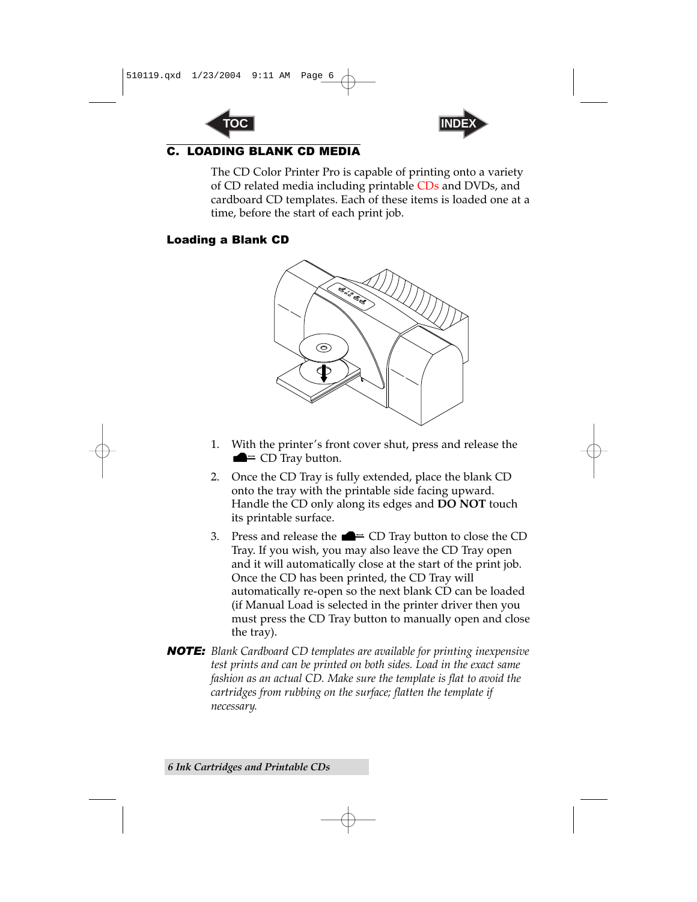## C. LOADING BLANK CD MEDIA

The CD Color Printer Pro is capable of printing onto a variety of CD related media including printable CDs and DVDs, and cardboard CD templates. Each of these items is loaded one at a time, before the start of each print job.

### Loading a Blank CD

1. With the printer's front cover shut, press and release the CD Tray button.
2. Once the CD Tray is fully extended, place the blank CD onto the tray with the printable side facing upward. Handle the CD only along its edges and **DO NOT** touch its printable surface.
3. Press and release the CD Tray button to close the CD Tray. If you wish, you may also leave the CD Tray open and it will automatically close at the start of the print job. Once the CD has been printed, the CD Tray will automatically re-open so the next blank CD can be loaded (if Manual Load is selected in the printer driver then you must press the CD Tray button to manually open and close the tray).

***NOTE:*** *Blank Cardboard CD templates are available for printing inexpensive test prints and can be printed on both sides. Load in the exact same fashion as an actual CD. Make sure the template is flat to avoid the cartridges from rubbing on the surface; flatten the template if necessary.*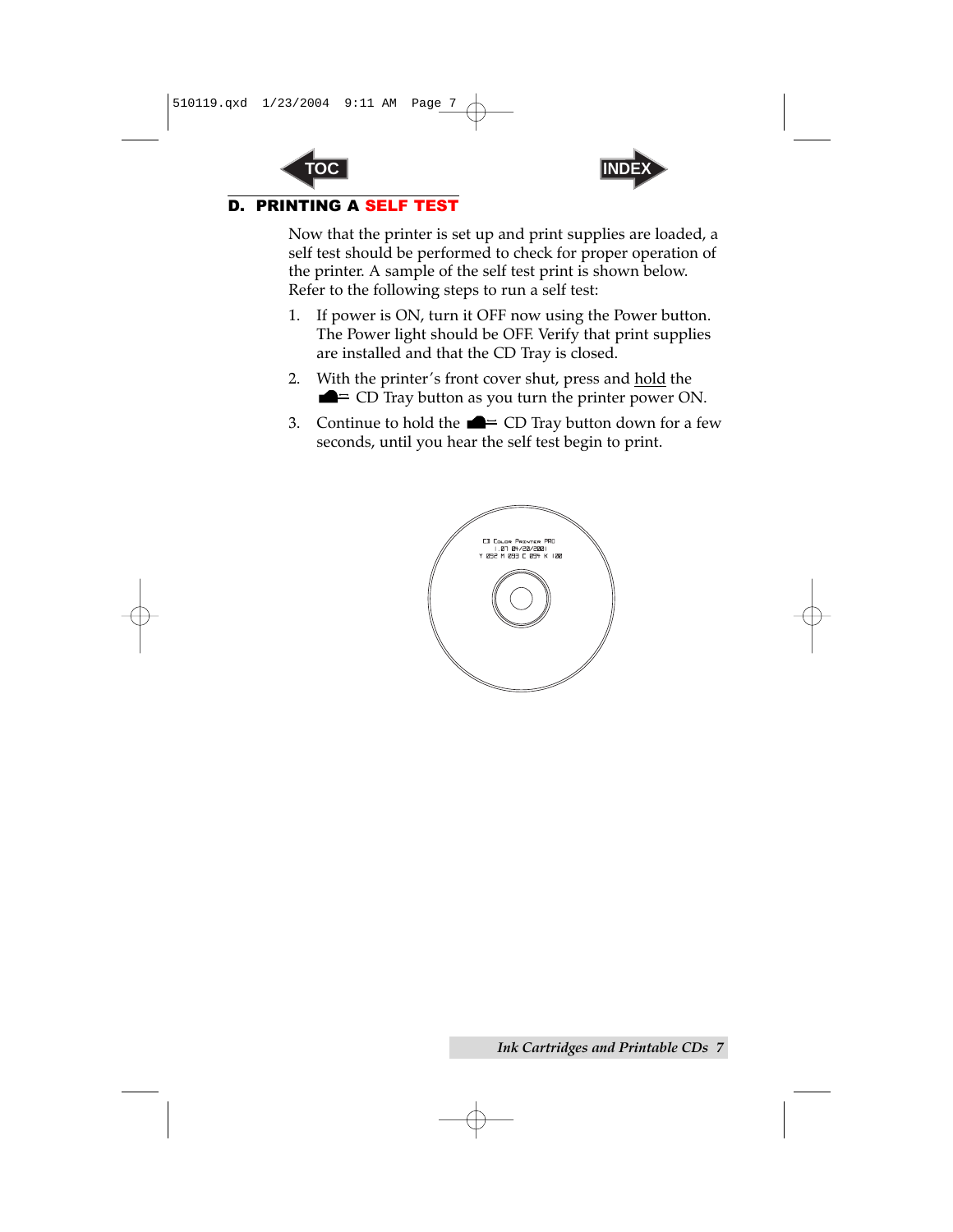## D. PRINTING A SELF TEST

Now that the printer is set up and print supplies are loaded, a self test should be performed to check for proper operation of the printer. A sample of the self test print is shown below. Refer to the following steps to run a self test:

1. If power is ON, turn it OFF now using the Power button. The Power light should be OFF. Verify that print supplies are installed and that the CD Tray is closed.
2. With the printer's front cover shut, press and hold the CD Tray button as you turn the printer power ON.
3. Continue to hold the CD Tray button down for a few seconds, until you hear the self test begin to print.

CD COLOR PRINTER PRO
1.07 04/20/2001
Y 052 M 093 C 094 K 100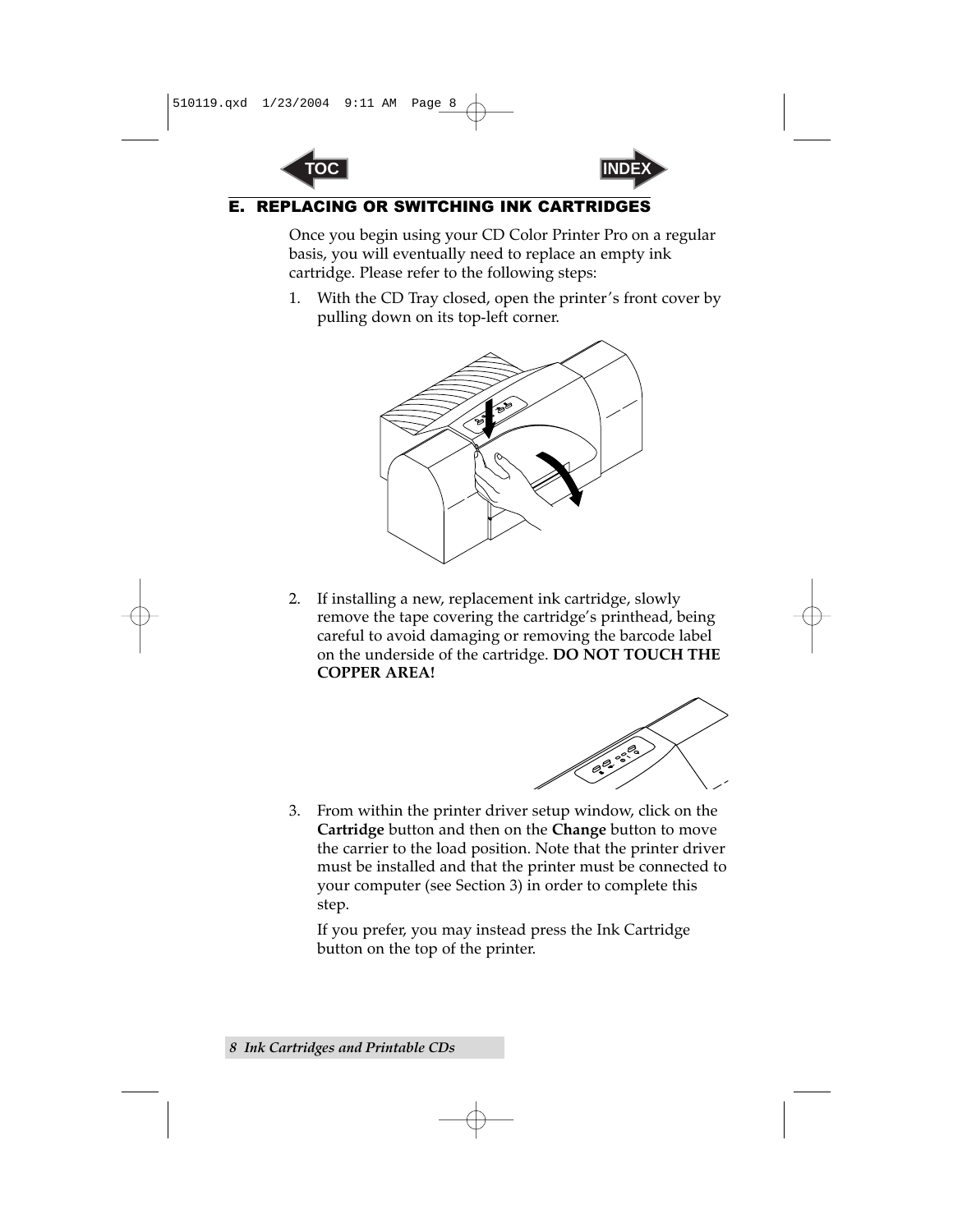## E. REPLACING OR SWITCHING INK CARTRIDGES

Once you begin using your CD Color Printer Pro on a regular basis, you will eventually need to replace an empty ink cartridge. Please refer to the following steps:

1. With the CD Tray closed, open the printer's front cover by pulling down on its top-left corner.

2. If installing a new, replacement ink cartridge, slowly remove the tape covering the cartridge's printhead, being careful to avoid damaging or removing the barcode label on the underside of the cartridge. **DO NOT TOUCH THE COPPER AREA!**

3. From within the printer driver setup window, click on the **Cartridge** button and then on the **Change** button to move the carrier to the load position. Note that the printer driver must be installed and that the printer must be connected to your computer (see Section 3) in order to complete this step.

   If you prefer, you may instead press the Ink Cartridge button on the top of the printer.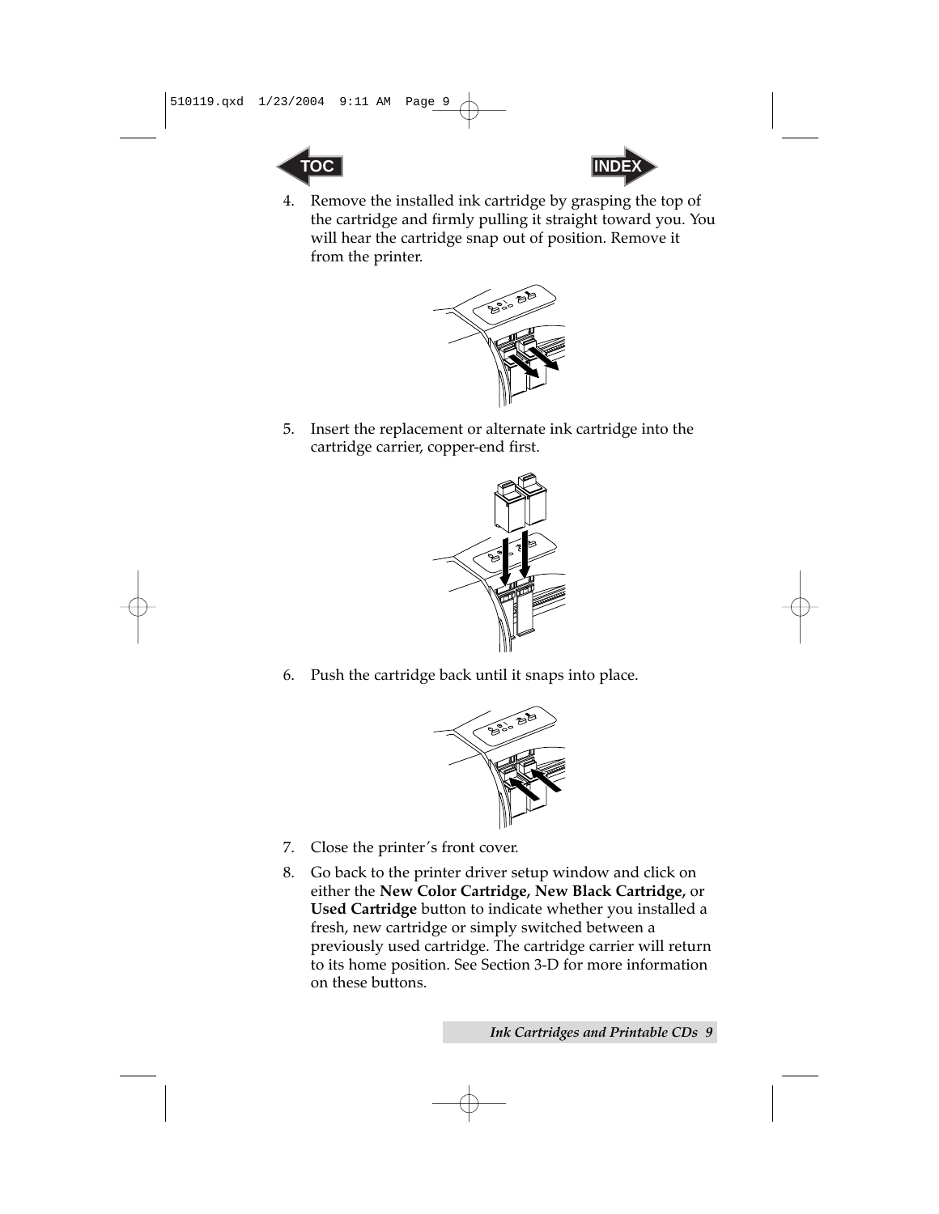4. Remove the installed ink cartridge by grasping the top of the cartridge and firmly pulling it straight toward you. You will hear the cartridge snap out of position. Remove it from the printer.

5. Insert the replacement or alternate ink cartridge into the cartridge carrier, copper-end first.

6. Push the cartridge back until it snaps into place.

7. Close the printer's front cover.

8. Go back to the printer driver setup window and click on either the **New Color Cartridge, New Black Cartridge,** or **Used Cartridge** button to indicate whether you installed a fresh, new cartridge or simply switched between a previously used cartridge. The cartridge carrier will return to its home position. See Section 3-D for more information on these buttons.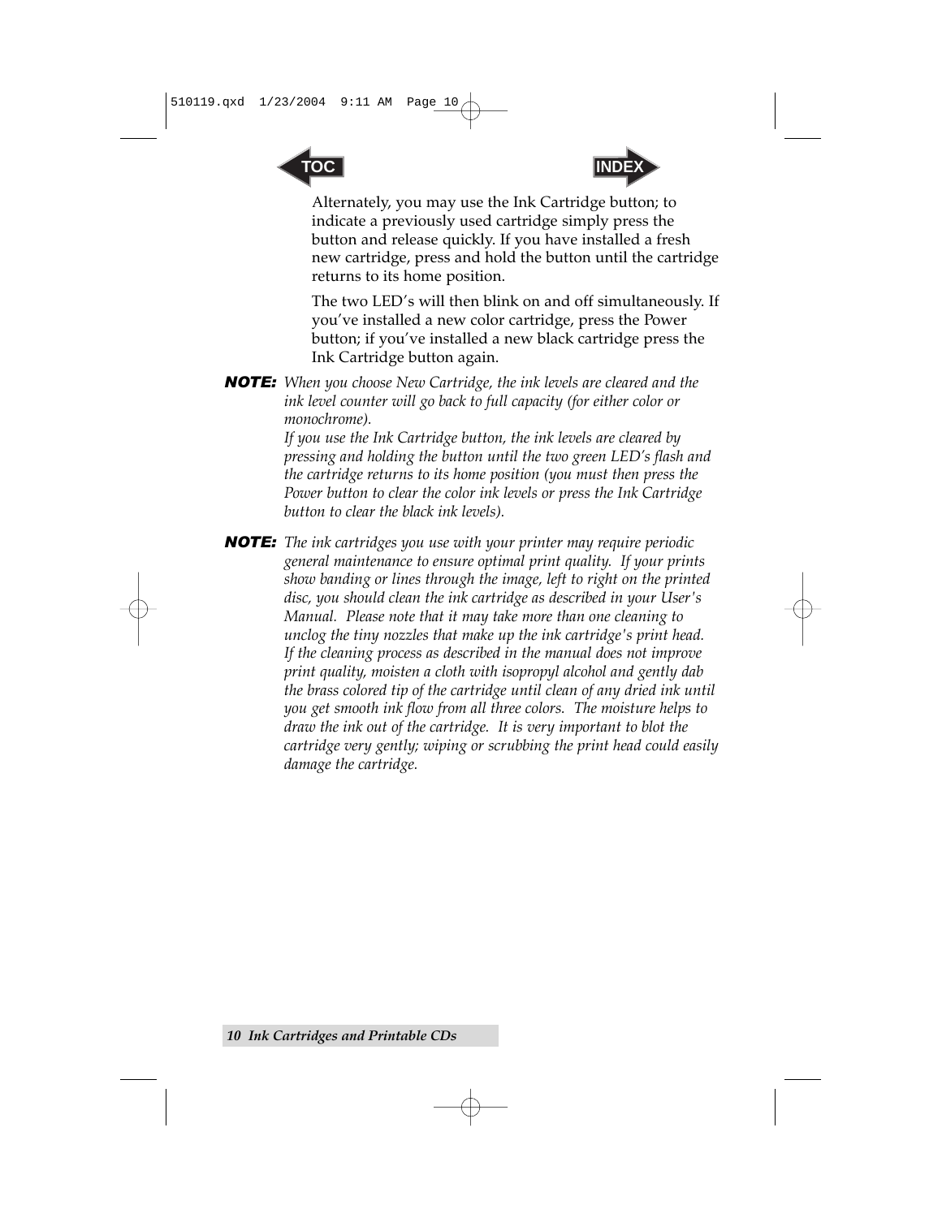Alternately, you may use the Ink Cartridge button; to indicate a previously used cartridge simply press the button and release quickly. If you have installed a fresh new cartridge, press and hold the button until the cartridge returns to its home position.

The two LED's will then blink on and off simultaneously. If you've installed a new color cartridge, press the Power button; if you've installed a new black cartridge press the Ink Cartridge button again.

***NOTE:*** *When you choose New Cartridge, the ink levels are cleared and the ink level counter will go back to full capacity (for either color or monochrome).*
*If you use the Ink Cartridge button, the ink levels are cleared by pressing and holding the button until the two green LED's flash and the cartridge returns to its home position (you must then press the Power button to clear the color ink levels or press the Ink Cartridge button to clear the black ink levels).*

***NOTE:*** *The ink cartridges you use with your printer may require periodic general maintenance to ensure optimal print quality. If your prints show banding or lines through the image, left to right on the printed disc, you should clean the ink cartridge as described in your User's Manual. Please note that it may take more than one cleaning to unclog the tiny nozzles that make up the ink cartridge's print head. If the cleaning process as described in the manual does not improve print quality, moisten a cloth with isopropyl alcohol and gently dab the brass colored tip of the cartridge until clean of any dried ink until you get smooth ink flow from all three colors. The moisture helps to draw the ink out of the cartridge. It is very important to blot the cartridge very gently; wiping or scrubbing the print head could easily damage the cartridge.*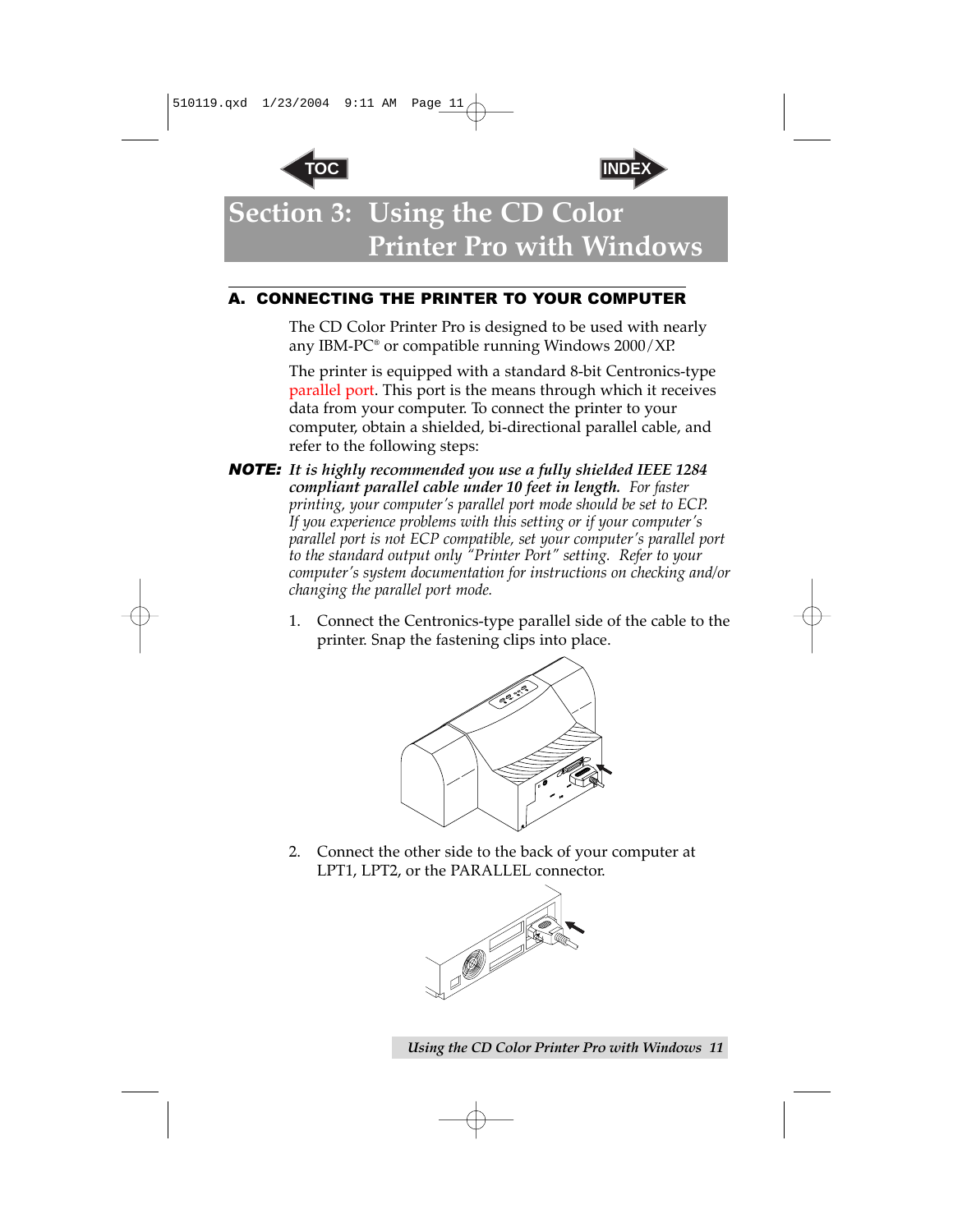# Section 3: Using the CD Color Printer Pro with Windows

## A. CONNECTING THE PRINTER TO YOUR COMPUTER

The CD Color Printer Pro is designed to be used with nearly any IBM-PC® or compatible running Windows 2000/XP.

The printer is equipped with a standard 8-bit Centronics-type parallel port. This port is the means through which it receives data from your computer. To connect the printer to your computer, obtain a shielded, bi-directional parallel cable, and refer to the following steps:

***NOTE:*** ***It is highly recommended you use a fully shielded IEEE 1284 compliant parallel cable under 10 feet in length.*** *For faster printing, your computer's parallel port mode should be set to ECP. If you experience problems with this setting or if your computer's parallel port is not ECP compatible, set your computer's parallel port to the standard output only "Printer Port" setting. Refer to your computer's system documentation for instructions on checking and/or changing the parallel port mode.*

1. Connect the Centronics-type parallel side of the cable to the printer. Snap the fastening clips into place.

2. Connect the other side to the back of your computer at LPT1, LPT2, or the PARALLEL connector.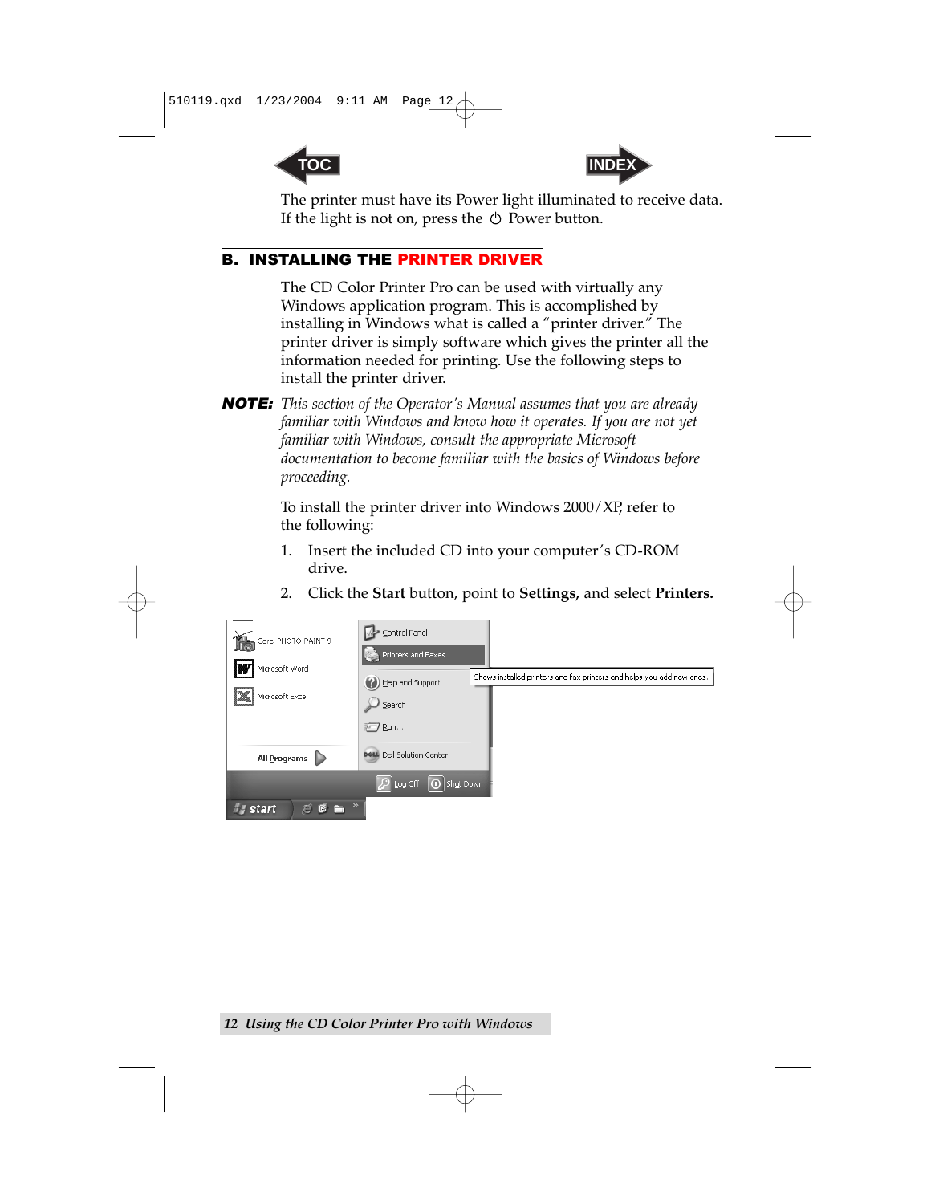The printer must have its Power light illuminated to receive data. If the light is not on, press the ⏻ Power button.

## B. INSTALLING THE PRINTER DRIVER

The CD Color Printer Pro can be used with virtually any Windows application program. This is accomplished by installing in Windows what is called a "printer driver." The printer driver is simply software which gives the printer all the information needed for printing. Use the following steps to install the printer driver.

***NOTE:*** *This section of the Operator's Manual assumes that you are already familiar with Windows and know how it operates. If you are not yet familiar with Windows, consult the appropriate Microsoft documentation to become familiar with the basics of Windows before proceeding.*

To install the printer driver into Windows 2000/XP, refer to the following:

1. Insert the included CD into your computer's CD-ROM drive.
2. Click the **Start** button, point to **Settings,** and select **Printers.**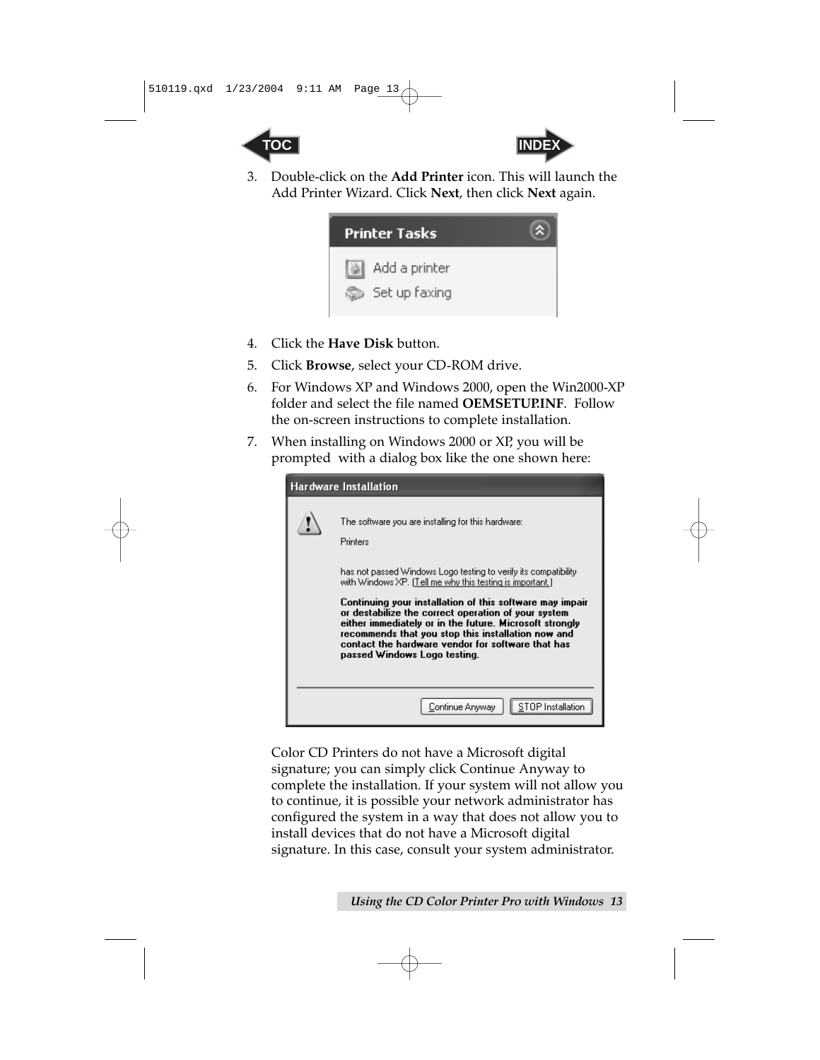3. Double-click on the **Add Printer** icon. This will launch the Add Printer Wizard. Click **Next**, then click **Next** again.

4. Click the **Have Disk** button.

5. Click **Browse**, select your CD-ROM drive.

6. For Windows XP and Windows 2000, open the Win2000-XP folder and select the file named **OEMSETUP.INF**. Follow the on-screen instructions to complete installation.

7. When installing on Windows 2000 or XP, you will be prompted with a dialog box like the one shown here:

   Color CD Printers do not have a Microsoft digital signature; you can simply click Continue Anyway to complete the installation. If your system will not allow you to continue, it is possible your network administrator has configured the system in a way that does not allow you to install devices that do not have a Microsoft digital signature. In this case, consult your system administrator.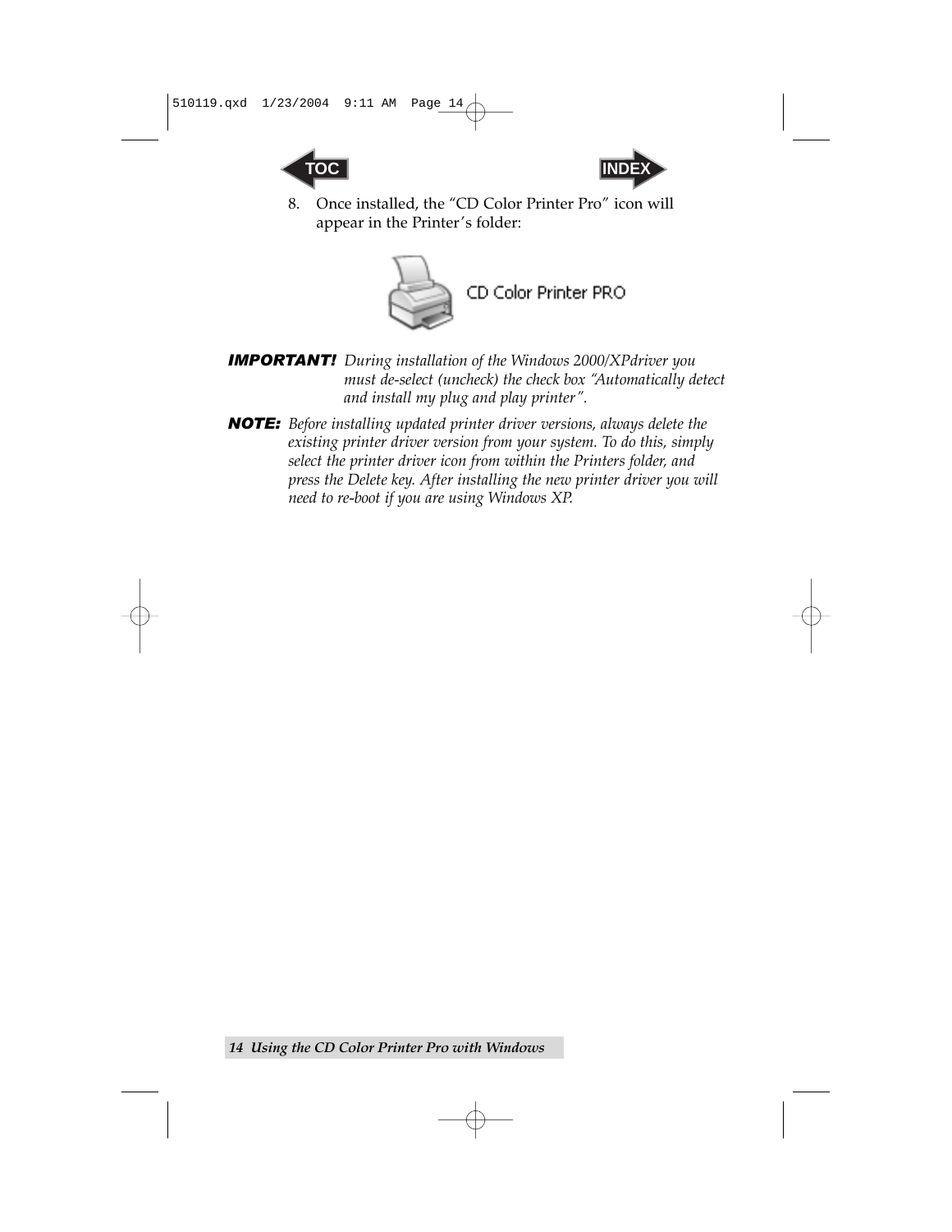8. Once installed, the "CD Color Printer Pro" icon will appear in the Printer's folder:

CD Color Printer PRO

***IMPORTANT!*** *During installation of the Windows 2000/XPdriver you must de-select (uncheck) the check box "Automatically detect and install my plug and play printer".*

***NOTE:*** *Before installing updated printer driver versions, always delete the existing printer driver version from your system. To do this, simply select the printer driver icon from within the Printers folder, and press the Delete key. After installing the new printer driver you will need to re-boot if you are using Windows XP.*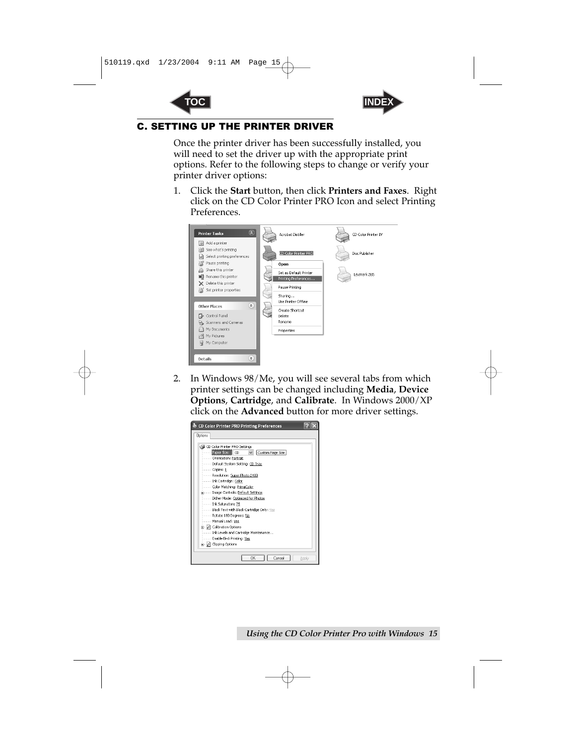## C. SETTING UP THE PRINTER DRIVER

Once the printer driver has been successfully installed, you will need to set the driver up with the appropriate print options. Refer to the following steps to change or verify your printer driver options:

1. Click the **Start** button, then click **Printers and Faxes**. Right click on the CD Color Printer PRO Icon and select Printing Preferences.

2. In Windows 98/Me, you will see several tabs from which printer settings can be changed including **Media**, **Device Options**, **Cartridge**, and **Calibrate**. In Windows 2000/XP click on the **Advanced** button for more driver settings.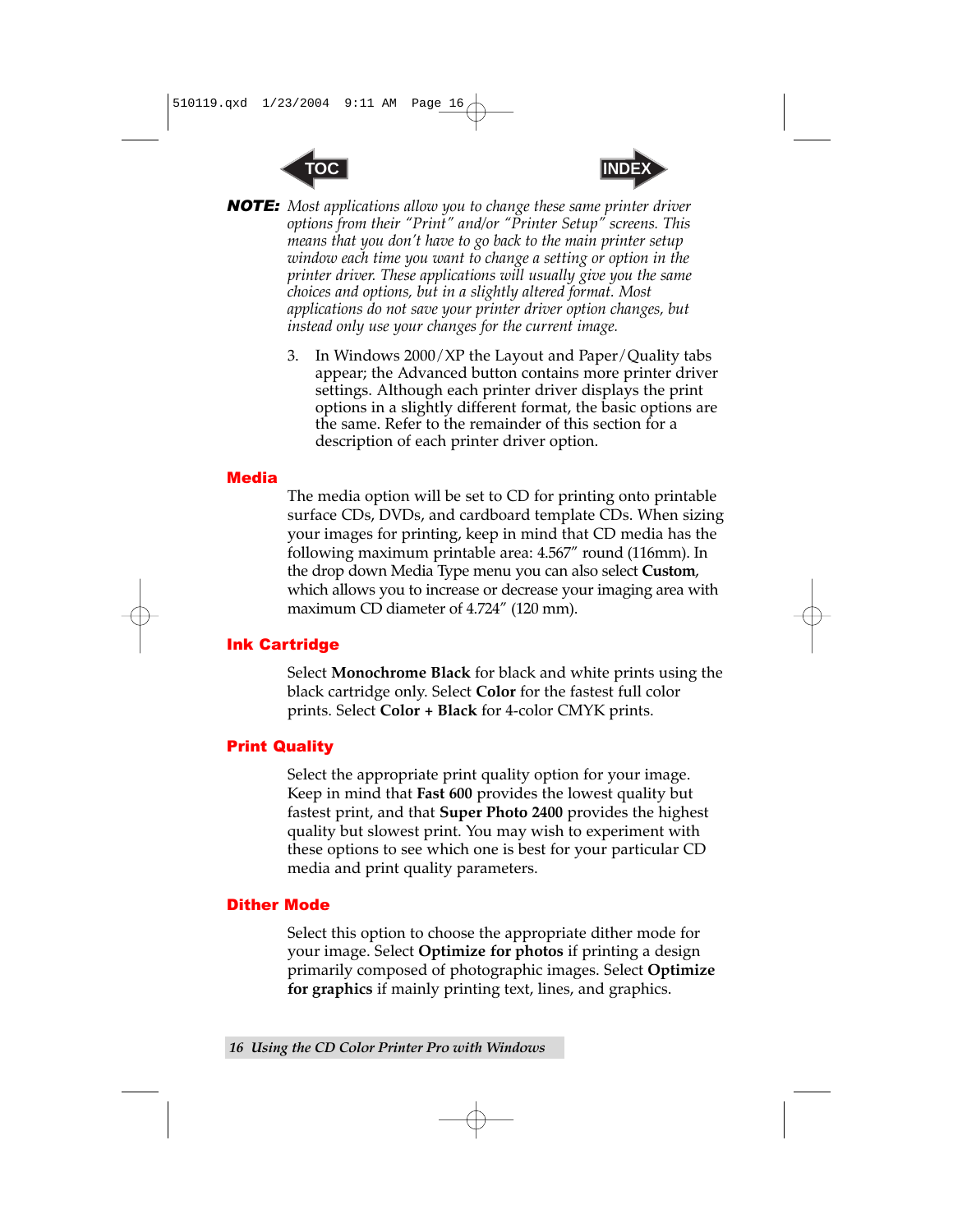**NOTE:** *Most applications allow you to change these same printer driver options from their "Print" and/or "Printer Setup" screens. This means that you don't have to go back to the main printer setup window each time you want to change a setting or option in the printer driver. These applications will usually give you the same choices and options, but in a slightly altered format. Most applications do not save your printer driver option changes, but instead only use your changes for the current image.*

3. In Windows 2000/XP the Layout and Paper/Quality tabs appear; the Advanced button contains more printer driver settings. Although each printer driver displays the print options in a slightly different format, the basic options are the same. Refer to the remainder of this section for a description of each printer driver option.

## Media

The media option will be set to CD for printing onto printable surface CDs, DVDs, and cardboard template CDs. When sizing your images for printing, keep in mind that CD media has the following maximum printable area: 4.567" round (116mm). In the drop down Media Type menu you can also select **Custom**, which allows you to increase or decrease your imaging area with maximum CD diameter of 4.724" (120 mm).

## Ink Cartridge

Select **Monochrome Black** for black and white prints using the black cartridge only. Select **Color** for the fastest full color prints. Select **Color + Black** for 4-color CMYK prints.

## Print Quality

Select the appropriate print quality option for your image. Keep in mind that **Fast 600** provides the lowest quality but fastest print, and that **Super Photo 2400** provides the highest quality but slowest print. You may wish to experiment with these options to see which one is best for your particular CD media and print quality parameters.

## Dither Mode

Select this option to choose the appropriate dither mode for your image. Select **Optimize for photos** if printing a design primarily composed of photographic images. Select **Optimize for graphics** if mainly printing text, lines, and graphics.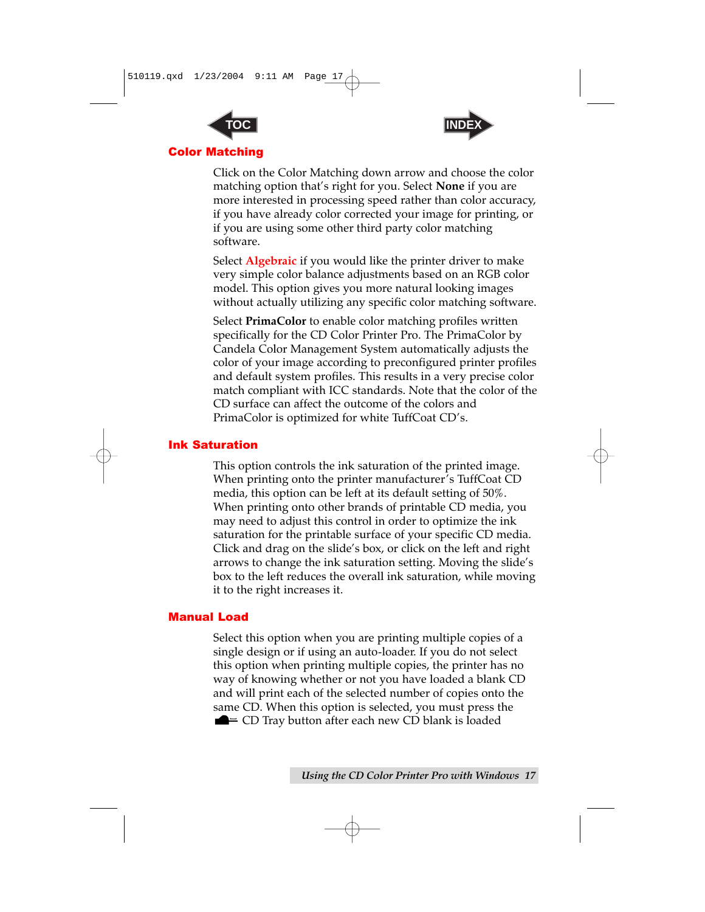## Color Matching

Click on the Color Matching down arrow and choose the color matching option that's right for you. Select **None** if you are more interested in processing speed rather than color accuracy, if you have already color corrected your image for printing, or if you are using some other third party color matching software.

Select **Algebraic** if you would like the printer driver to make very simple color balance adjustments based on an RGB color model. This option gives you more natural looking images without actually utilizing any specific color matching software.

Select **PrimaColor** to enable color matching profiles written specifically for the CD Color Printer Pro. The PrimaColor by Candela Color Management System automatically adjusts the color of your image according to preconfigured printer profiles and default system profiles. This results in a very precise color match compliant with ICC standards. Note that the color of the CD surface can affect the outcome of the colors and PrimaColor is optimized for white TuffCoat CD's.

## Ink Saturation

This option controls the ink saturation of the printed image. When printing onto the printer manufacturer's TuffCoat CD media, this option can be left at its default setting of 50%. When printing onto other brands of printable CD media, you may need to adjust this control in order to optimize the ink saturation for the printable surface of your specific CD media. Click and drag on the slide's box, or click on the left and right arrows to change the ink saturation setting. Moving the slide's box to the left reduces the overall ink saturation, while moving it to the right increases it.

## Manual Load

Select this option when you are printing multiple copies of a single design or if using an auto-loader. If you do not select this option when printing multiple copies, the printer has no way of knowing whether or not you have loaded a blank CD and will print each of the selected number of copies onto the same CD. When this option is selected, you must press the CD Tray button after each new CD blank is loaded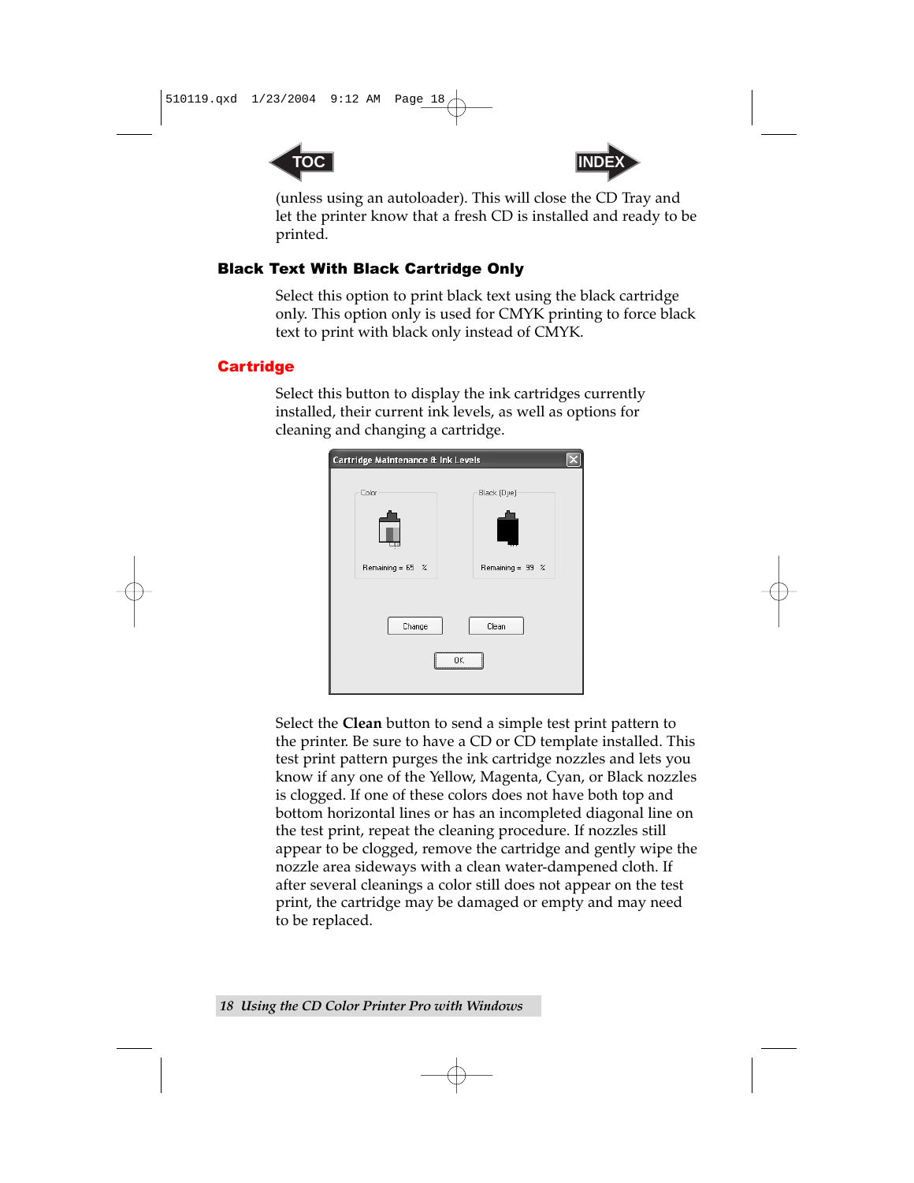(unless using an autoloader). This will close the CD Tray and let the printer know that a fresh CD is installed and ready to be printed.

### Black Text With Black Cartridge Only

Select this option to print black text using the black cartridge only. This option only is used for CMYK printing to force black text to print with black only instead of CMYK.

### Cartridge

Select this button to display the ink cartridges currently installed, their current ink levels, as well as options for cleaning and changing a cartridge.

Select the **Clean** button to send a simple test print pattern to the printer. Be sure to have a CD or CD template installed. This test print pattern purges the ink cartridge nozzles and lets you know if any one of the Yellow, Magenta, Cyan, or Black nozzles is clogged. If one of these colors does not have both top and bottom horizontal lines or has an incompleted diagonal line on the test print, repeat the cleaning procedure. If nozzles still appear to be clogged, remove the cartridge and gently wipe the nozzle area sideways with a clean water-dampened cloth. If after several cleanings a color still does not appear on the test print, the cartridge may be damaged or empty and may need to be replaced.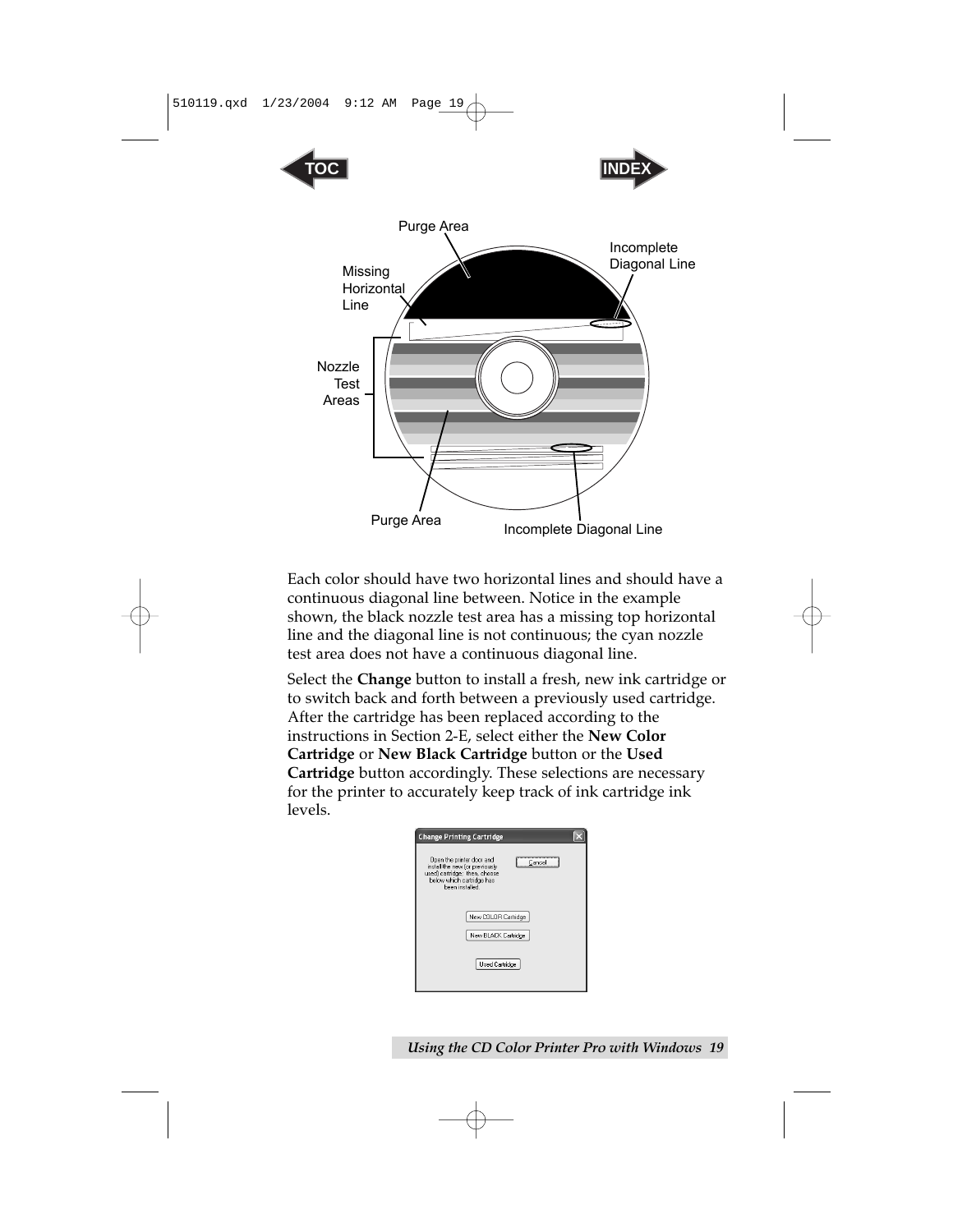Purge Area

Incomplete Diagonal Line

Missing Horizontal Line

Nozzle Test Areas

Purge Area

Incomplete Diagonal Line

Each color should have two horizontal lines and should have a continuous diagonal line between. Notice in the example shown, the black nozzle test area has a missing top horizontal line and the diagonal line is not continuous; the cyan nozzle test area does not have a continuous diagonal line.

Select the **Change** button to install a fresh, new ink cartridge or to switch back and forth between a previously used cartridge. After the cartridge has been replaced according to the instructions in Section 2-E, select either the **New Color Cartridge** or **New Black Cartridge** button or the **Used Cartridge** button accordingly. These selections are necessary for the printer to accurately keep track of ink cartridge ink levels.

**Change Printing Cartridge**

Open the printer door and install the new (or previously used) cartridge; then, choose below which cartridge has been installed.

Cancel

New COLOR Cartridge

New BLACK Cartridge

Used Cartridge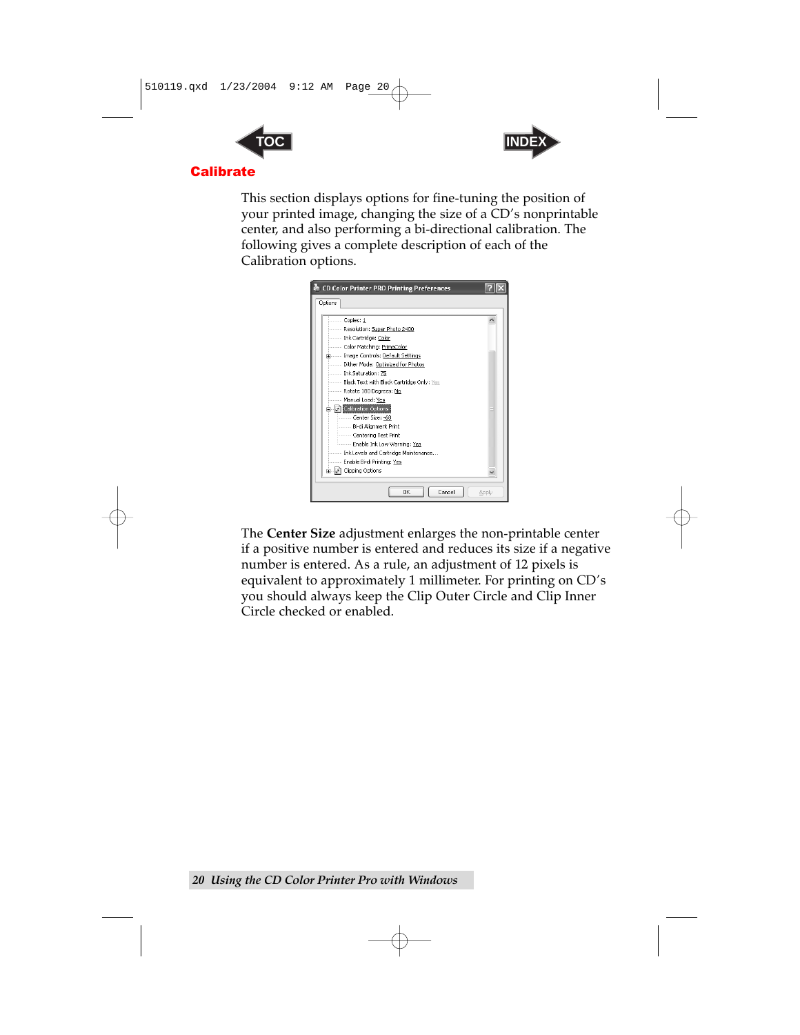## Calibrate

This section displays options for fine-tuning the position of your printed image, changing the size of a CD's nonprintable center, and also performing a bi-directional calibration. The following gives a complete description of each of the Calibration options.

The **Center Size** adjustment enlarges the non-printable center if a positive number is entered and reduces its size if a negative number is entered. As a rule, an adjustment of 12 pixels is equivalent to approximately 1 millimeter. For printing on CD's you should always keep the Clip Outer Circle and Clip Inner Circle checked or enabled.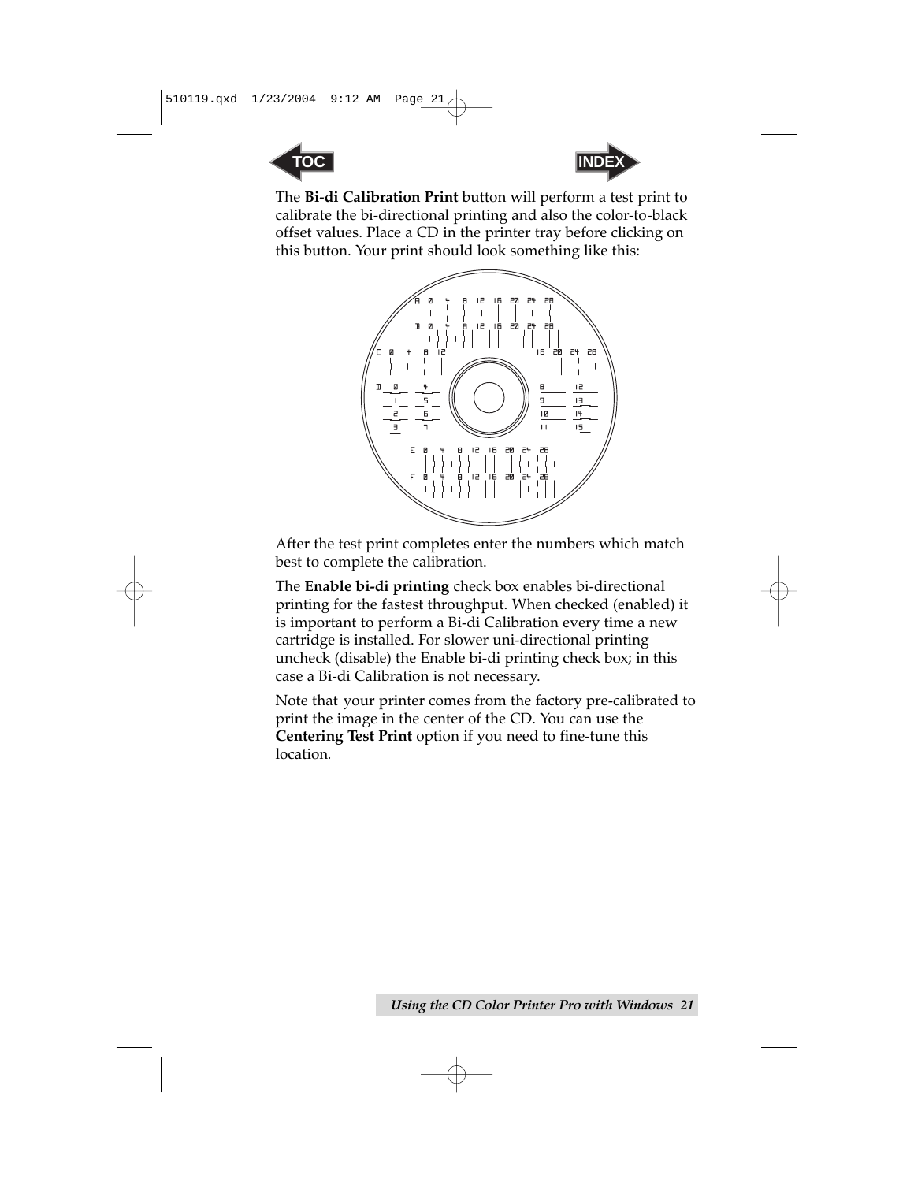The **Bi-di Calibration Print** button will perform a test print to calibrate the bi-directional printing and also the color-to-black offset values. Place a CD in the printer tray before clicking on this button. Your print should look something like this:

After the test print completes enter the numbers which match best to complete the calibration.

The **Enable bi-di printing** check box enables bi-directional printing for the fastest throughput. When checked (enabled) it is important to perform a Bi-di Calibration every time a new cartridge is installed. For slower uni-directional printing uncheck (disable) the Enable bi-di printing check box; in this case a Bi-di Calibration is not necessary.

Note that your printer comes from the factory pre-calibrated to print the image in the center of the CD. You can use the **Centering Test Print** option if you need to fine-tune this location.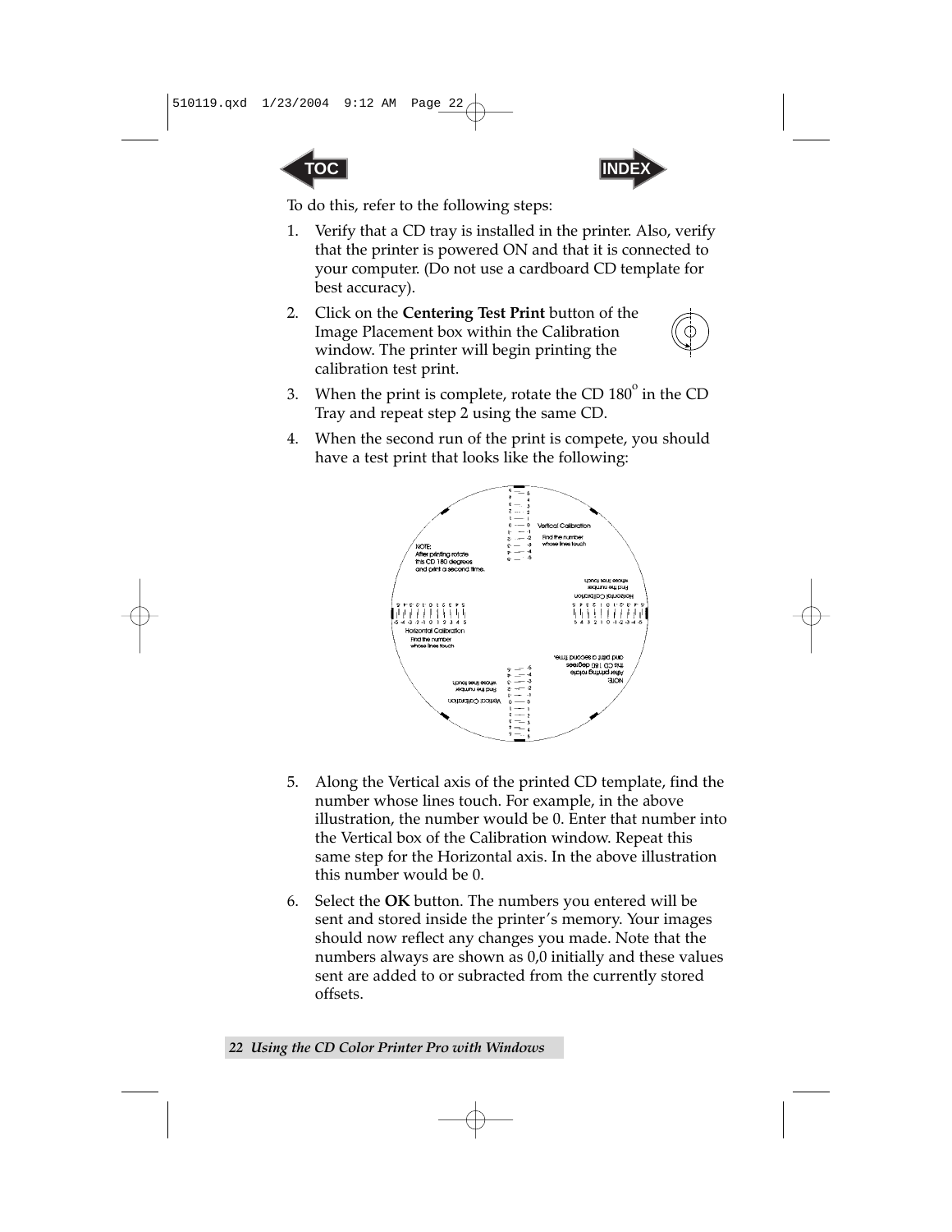To do this, refer to the following steps:

1. Verify that a CD tray is installed in the printer. Also, verify that the printer is powered ON and that it is connected to your computer. (Do not use a cardboard CD template for best accuracy).
2. Click on the **Centering Test Print** button of the Image Placement box within the Calibration window. The printer will begin printing the calibration test print.
3. When the print is complete, rotate the CD 180° in the CD Tray and repeat step 2 using the same CD.
4. When the second run of the print is compete, you should have a test print that looks like the following:
5. Along the Vertical axis of the printed CD template, find the number whose lines touch. For example, in the above illustration, the number would be 0. Enter that number into the Vertical box of the Calibration window. Repeat this same step for the Horizontal axis. In the above illustration this number would be 0.
6. Select the **OK** button. The numbers you entered will be sent and stored inside the printer's memory. Your images should now reflect any changes you made. Note that the numbers always are shown as 0,0 initially and these values sent are added to or subracted from the currently stored offsets.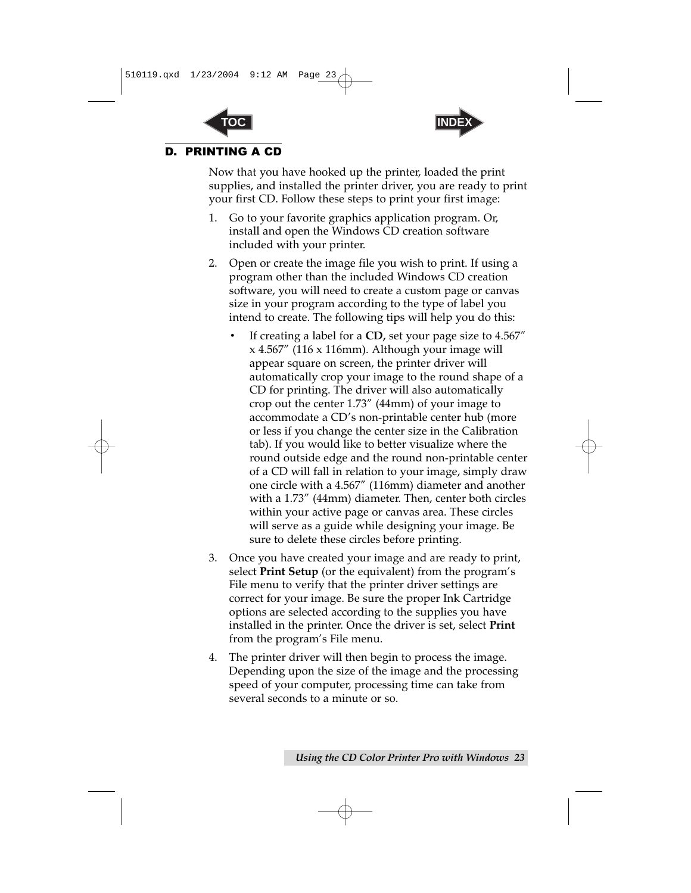## D. PRINTING A CD

Now that you have hooked up the printer, loaded the print supplies, and installed the printer driver, you are ready to print your first CD. Follow these steps to print your first image:

1. Go to your favorite graphics application program. Or, install and open the Windows CD creation software included with your printer.
2. Open or create the image file you wish to print. If using a program other than the included Windows CD creation software, you will need to create a custom page or canvas size in your program according to the type of label you intend to create. The following tips will help you do this:
   - If creating a label for a **CD,** set your page size to 4.567″ x 4.567″ (116 x 116mm). Although your image will appear square on screen, the printer driver will automatically crop your image to the round shape of a CD for printing. The driver will also automatically crop out the center 1.73″ (44mm) of your image to accommodate a CD's non-printable center hub (more or less if you change the center size in the Calibration tab). If you would like to better visualize where the round outside edge and the round non-printable center of a CD will fall in relation to your image, simply draw one circle with a 4.567″ (116mm) diameter and another with a 1.73″ (44mm) diameter. Then, center both circles within your active page or canvas area. These circles will serve as a guide while designing your image. Be sure to delete these circles before printing.
3. Once you have created your image and are ready to print, select **Print Setup** (or the equivalent) from the program's File menu to verify that the printer driver settings are correct for your image. Be sure the proper Ink Cartridge options are selected according to the supplies you have installed in the printer. Once the driver is set, select **Print** from the program's File menu.
4. The printer driver will then begin to process the image. Depending upon the size of the image and the processing speed of your computer, processing time can take from several seconds to a minute or so.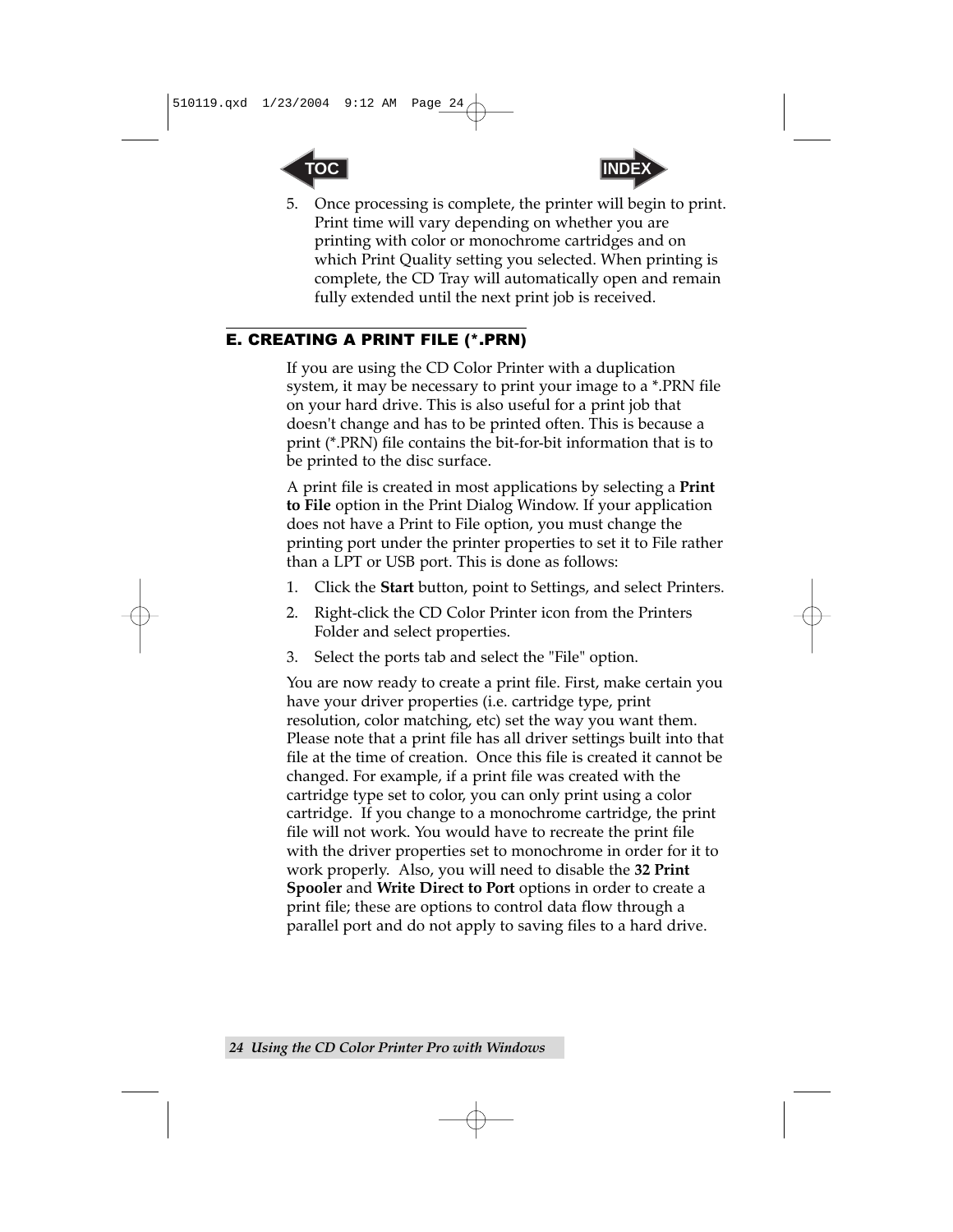5. Once processing is complete, the printer will begin to print. Print time will vary depending on whether you are printing with color or monochrome cartridges and on which Print Quality setting you selected. When printing is complete, the CD Tray will automatically open and remain fully extended until the next print job is received.

## E. CREATING A PRINT FILE (*.PRN)

If you are using the CD Color Printer with a duplication system, it may be necessary to print your image to a *.PRN file on your hard drive. This is also useful for a print job that doesn't change and has to be printed often. This is because a print (*.PRN) file contains the bit-for-bit information that is to be printed to the disc surface.

A print file is created in most applications by selecting a **Print to File** option in the Print Dialog Window. If your application does not have a Print to File option, you must change the printing port under the printer properties to set it to File rather than a LPT or USB port. This is done as follows:

1. Click the **Start** button, point to Settings, and select Printers.
2. Right-click the CD Color Printer icon from the Printers Folder and select properties.
3. Select the ports tab and select the "File" option.

You are now ready to create a print file. First, make certain you have your driver properties (i.e. cartridge type, print resolution, color matching, etc) set the way you want them. Please note that a print file has all driver settings built into that file at the time of creation. Once this file is created it cannot be changed. For example, if a print file was created with the cartridge type set to color, you can only print using a color cartridge. If you change to a monochrome cartridge, the print file will not work. You would have to recreate the print file with the driver properties set to monochrome in order for it to work properly. Also, you will need to disable the **32 Print Spooler** and **Write Direct to Port** options in order to create a print file; these are options to control data flow through a parallel port and do not apply to saving files to a hard drive.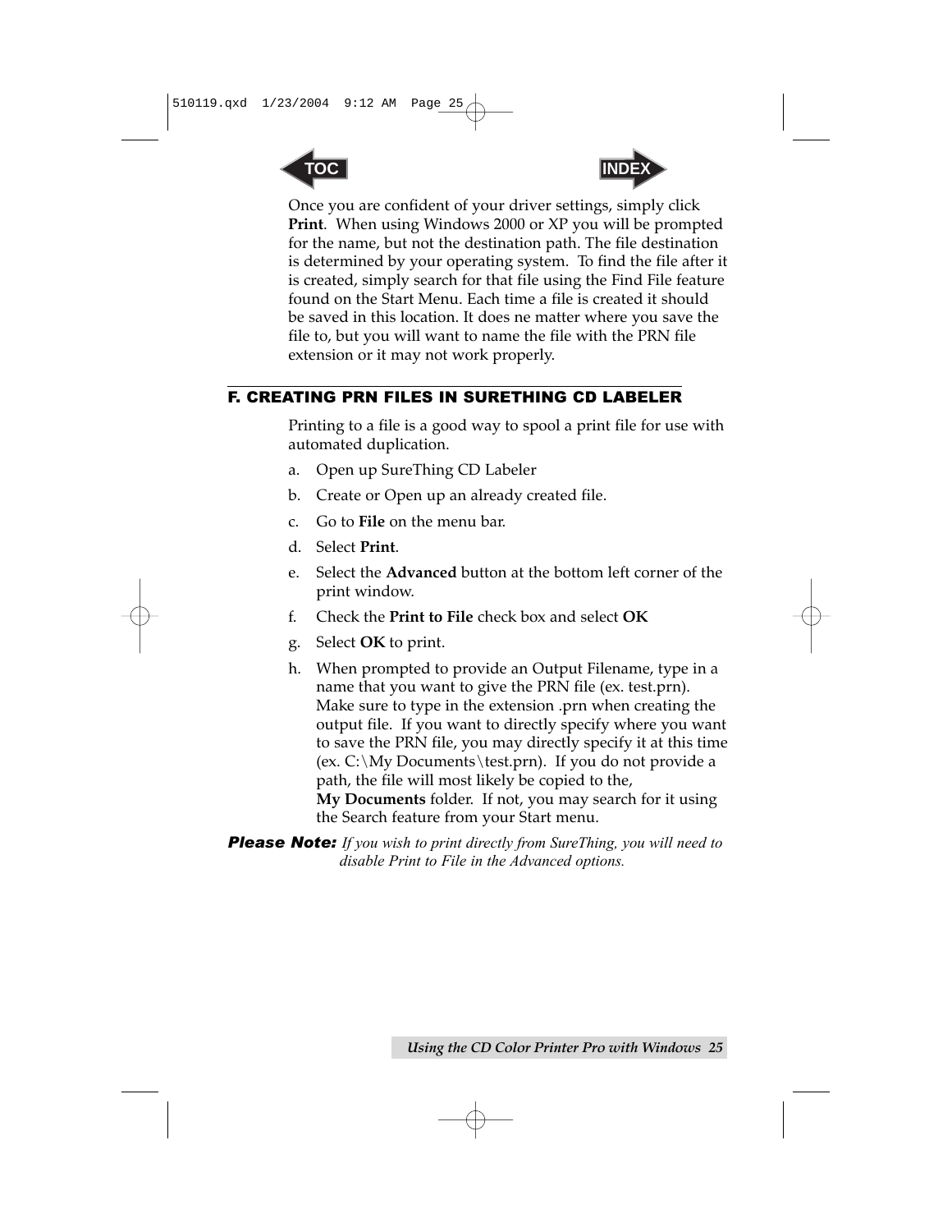Once you are confident of your driver settings, simply click **Print**. When using Windows 2000 or XP you will be prompted for the name, but not the destination path. The file destination is determined by your operating system. To find the file after it is created, simply search for that file using the Find File feature found on the Start Menu. Each time a file is created it should be saved in this location. It does ne matter where you save the file to, but you will want to name the file with the PRN file extension or it may not work properly.

## F. CREATING PRN FILES IN SURETHING CD LABELER

Printing to a file is a good way to spool a print file for use with automated duplication.

a. Open up SureThing CD Labeler

b. Create or Open up an already created file.

c. Go to **File** on the menu bar.

d. Select **Print**.

e. Select the **Advanced** button at the bottom left corner of the print window.

f. Check the **Print to File** check box and select **OK**

g. Select **OK** to print.

h. When prompted to provide an Output Filename, type in a name that you want to give the PRN file (ex. test.prn). Make sure to type in the extension .prn when creating the output file. If you want to directly specify where you want to save the PRN file, you may directly specify it at this time (ex. C:\My Documents\test.prn). If you do not provide a path, the file will most likely be copied to the, **My Documents** folder. If not, you may search for it using the Search feature from your Start menu.

***Please Note:*** *If you wish to print directly from SureThing, you will need to disable Print to File in the Advanced options.*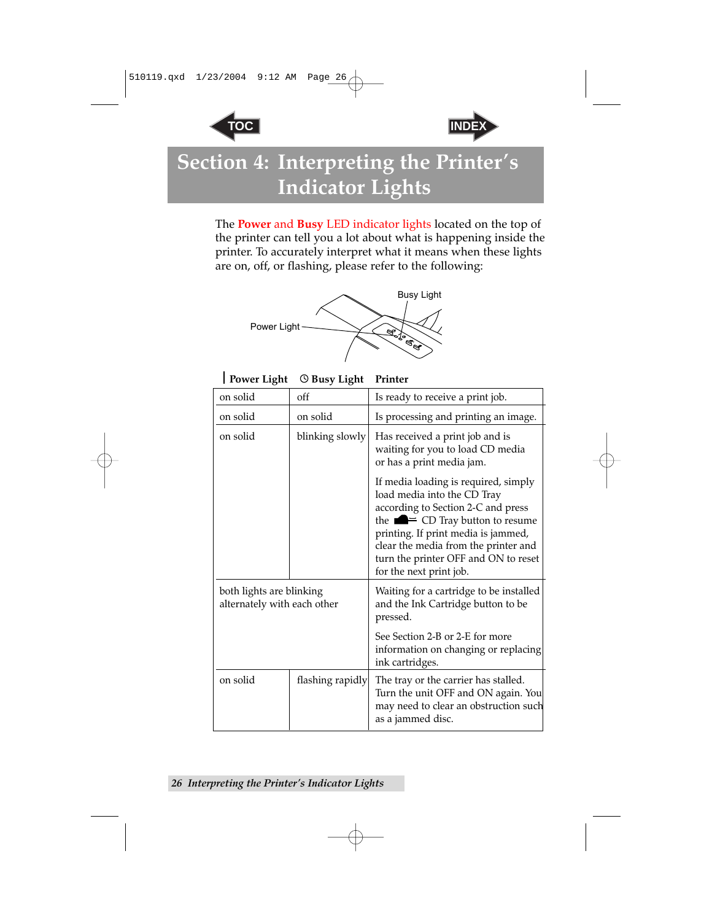# Section 4: Interpreting the Printer's Indicator Lights

The **Power** and **Busy** LED indicator lights located on the top of the printer can tell you a lot about what is happening inside the printer. To accurately interpret what it means when these lights are on, off, or flashing, please refer to the following:

Busy Light

Power Light

| Power Light | Busy Light | Printer |
|---|---|---|
| on solid | off | Is ready to receive a print job. |
| on solid | on solid | Is processing and printing an image. |
| on solid | blinking slowly | Has received a print job and is waiting for you to load CD media or has a print media jam.<br><br>If media loading is required, simply load media into the CD Tray according to Section 2-C and press the CD Tray button to resume printing. If print media is jammed, clear the media from the printer and turn the printer OFF and ON to reset for the next print job. |
| both lights are blinking alternately with each other | | Waiting for a cartridge to be installed and the Ink Cartridge button to be pressed.<br><br>See Section 2-B or 2-E for more information on changing or replacing ink cartridges. |
| on solid | flashing rapidly | The tray or the carrier has stalled. Turn the unit OFF and ON again. You may need to clear an obstruction such as a jammed disc. |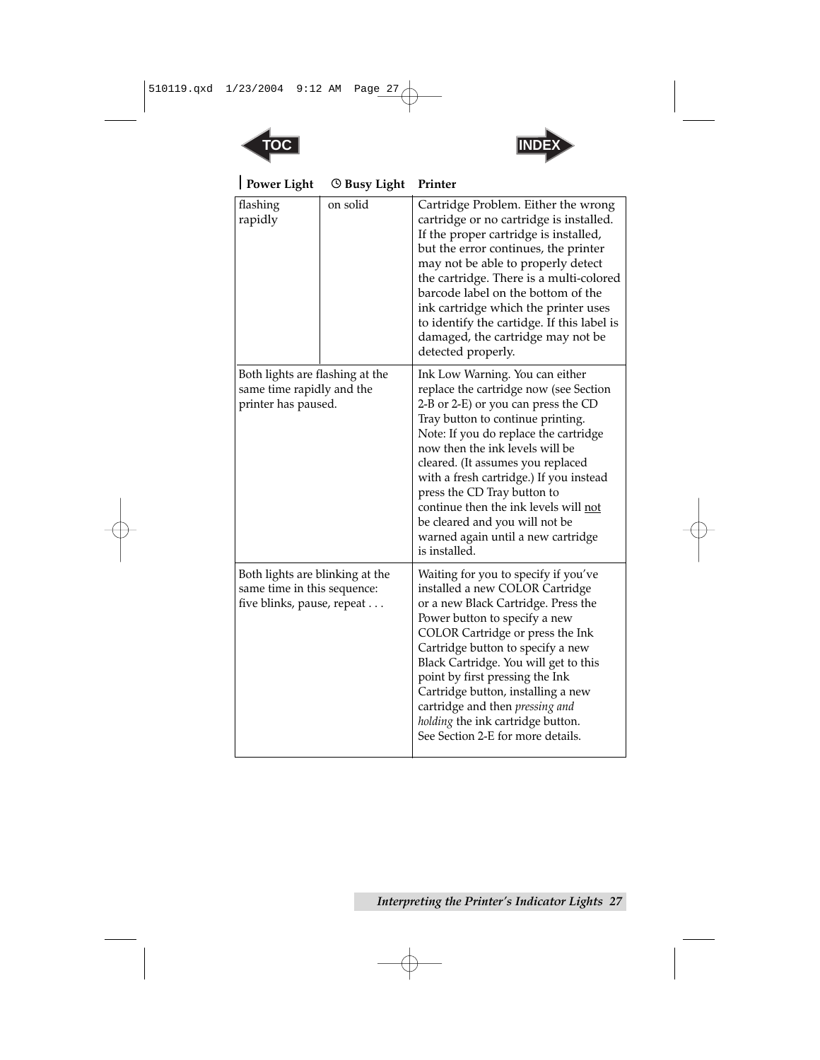| Power Light | Busy Light | Printer |
|---|---|---|
| flashing rapidly | on solid | Cartridge Problem. Either the wrong cartridge or no cartridge is installed. If the proper cartridge is installed, but the error continues, the printer may not be able to properly detect the cartridge. There is a multi-colored barcode label on the bottom of the ink cartridge which the printer uses to identify the cartidge. If this label is damaged, the cartridge may not be detected properly. |
| Both lights are flashing at the same time rapidly and the printer has paused. | | Ink Low Warning. You can either replace the cartridge now (see Section 2-B or 2-E) or you can press the CD Tray button to continue printing. Note: If you do replace the cartridge now then the ink levels will be cleared. (It assumes you replaced with a fresh cartridge.) If you instead press the CD Tray button to continue then the ink levels will <u>not</u> be cleared and you will not be warned again until a new cartridge is installed. |
| Both lights are blinking at the same time in this sequence: five blinks, pause, repeat . . . | | Waiting for you to specify if you've installed a new COLOR Cartridge or a new Black Cartridge. Press the Power button to specify a new COLOR Cartridge or press the Ink Cartridge button to specify a new Black Cartridge. You will get to this point by first pressing the Ink Cartridge button, installing a new cartridge and then *pressing and holding* the ink cartridge button. See Section 2-E for more details. |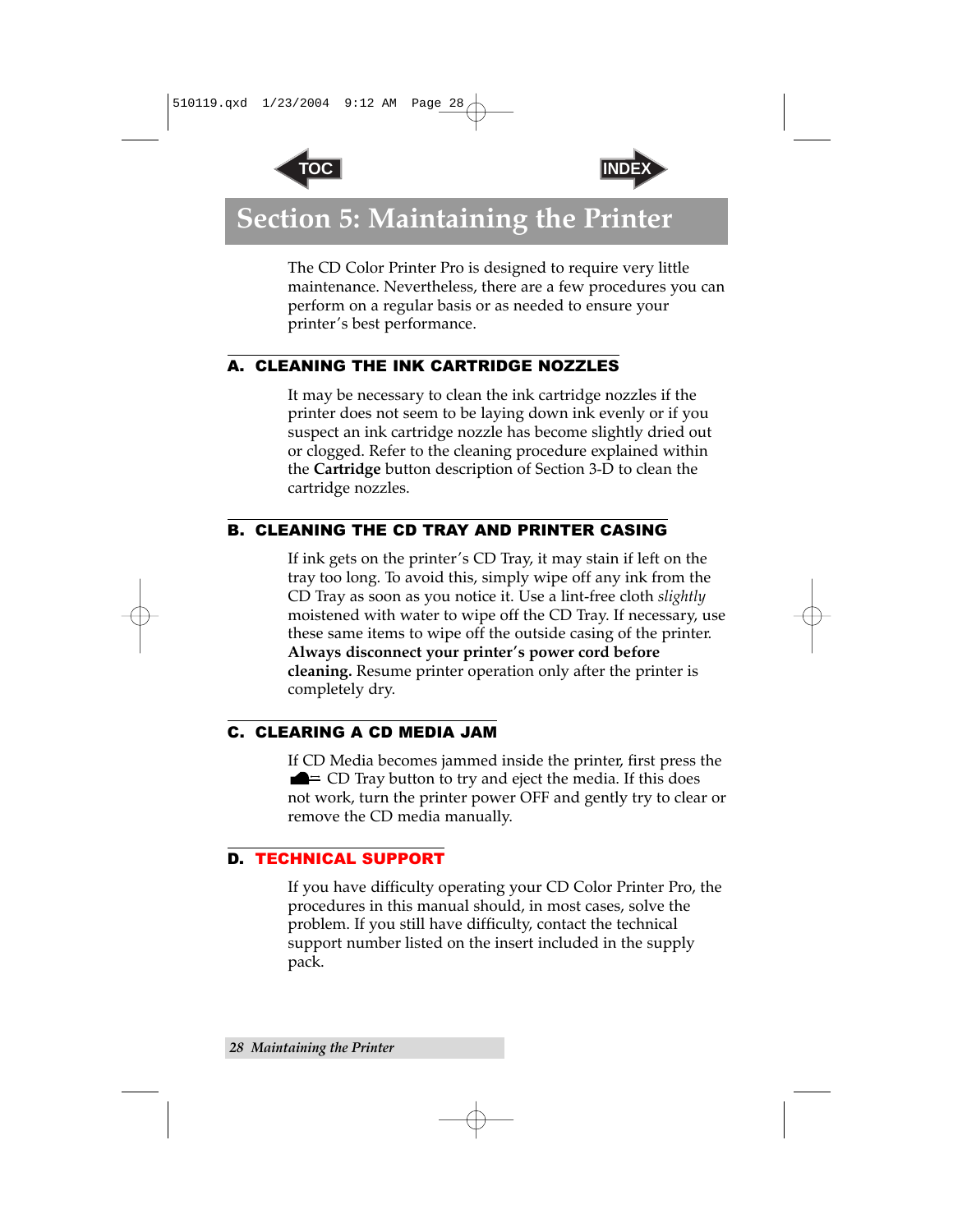# Section 5: Maintaining the Printer

The CD Color Printer Pro is designed to require very little maintenance. Nevertheless, there are a few procedures you can perform on a regular basis or as needed to ensure your printer's best performance.

## A. CLEANING THE INK CARTRIDGE NOZZLES

It may be necessary to clean the ink cartridge nozzles if the printer does not seem to be laying down ink evenly or if you suspect an ink cartridge nozzle has become slightly dried out or clogged. Refer to the cleaning procedure explained within the **Cartridge** button description of Section 3-D to clean the cartridge nozzles.

## B. CLEANING THE CD TRAY AND PRINTER CASING

If ink gets on the printer's CD Tray, it may stain if left on the tray too long. To avoid this, simply wipe off any ink from the CD Tray as soon as you notice it. Use a lint-free cloth *slightly* moistened with water to wipe off the CD Tray. If necessary, use these same items to wipe off the outside casing of the printer. **Always disconnect your printer's power cord before cleaning.** Resume printer operation only after the printer is completely dry.

## C. CLEARING A CD MEDIA JAM

If CD Media becomes jammed inside the printer, first press the CD Tray button to try and eject the media. If this does not work, turn the printer power OFF and gently try to clear or remove the CD media manually.

## D. TECHNICAL SUPPORT

If you have difficulty operating your CD Color Printer Pro, the procedures in this manual should, in most cases, solve the problem. If you still have difficulty, contact the technical support number listed on the insert included in the supply pack.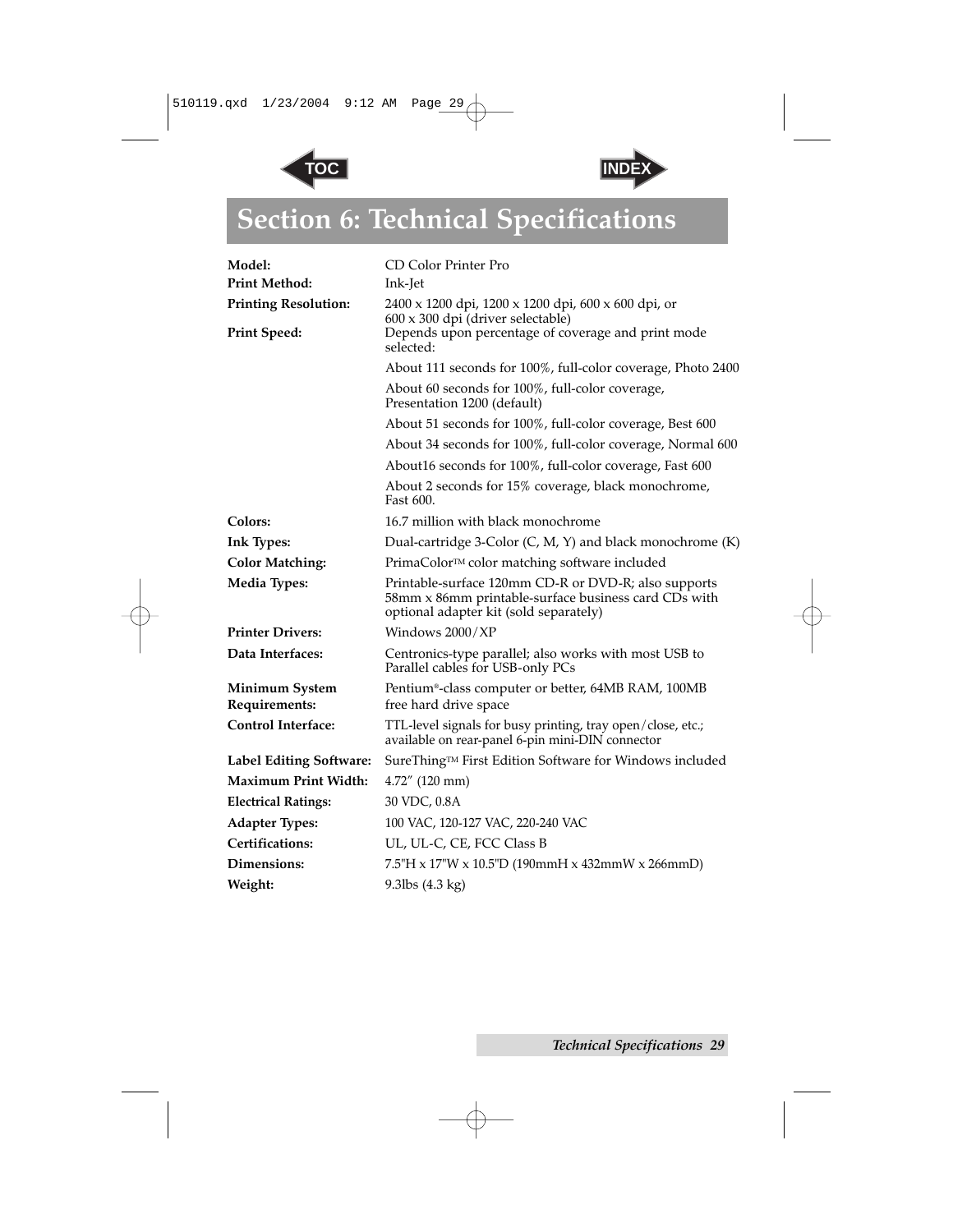# Section 6: Technical Specifications

| | |
|---|---|
| **Model:** | CD Color Printer Pro |
| **Print Method:** | Ink-Jet |
| **Printing Resolution:** | 2400 x 1200 dpi, 1200 x 1200 dpi, 600 x 600 dpi, or 600 x 300 dpi (driver selectable) |
| **Print Speed:** | Depends upon percentage of coverage and print mode selected: |
| | About 111 seconds for 100%, full-color coverage, Photo 2400 |
| | About 60 seconds for 100%, full-color coverage, Presentation 1200 (default) |
| | About 51 seconds for 100%, full-color coverage, Best 600 |
| | About 34 seconds for 100%, full-color coverage, Normal 600 |
| | About16 seconds for 100%, full-color coverage, Fast 600 |
| | About 2 seconds for 15% coverage, black monochrome, Fast 600. |
| **Colors:** | 16.7 million with black monochrome |
| **Ink Types:** | Dual-cartridge 3-Color (C, M, Y) and black monochrome (K) |
| **Color Matching:** | PrimaColor™ color matching software included |
| **Media Types:** | Printable-surface 120mm CD-R or DVD-R; also supports 58mm x 86mm printable-surface business card CDs with optional adapter kit (sold separately) |
| **Printer Drivers:** | Windows 2000/XP |
| **Data Interfaces:** | Centronics-type parallel; also works with most USB to Parallel cables for USB-only PCs |
| **Minimum System Requirements:** | Pentium®-class computer or better, 64MB RAM, 100MB free hard drive space |
| **Control Interface:** | TTL-level signals for busy printing, tray open/close, etc.; available on rear-panel 6-pin mini-DIN connector |
| **Label Editing Software:** | SureThing™ First Edition Software for Windows included |
| **Maximum Print Width:** | 4.72″ (120 mm) |
| **Electrical Ratings:** | 30 VDC, 0.8A |
| **Adapter Types:** | 100 VAC, 120-127 VAC, 220-240 VAC |
| **Certifications:** | UL, UL-C, CE, FCC Class B |
| **Dimensions:** | 7.5"H x 17"W x 10.5"D (190mmH x 432mmW x 266mmD) |
| **Weight:** | 9.3lbs (4.3 kg) |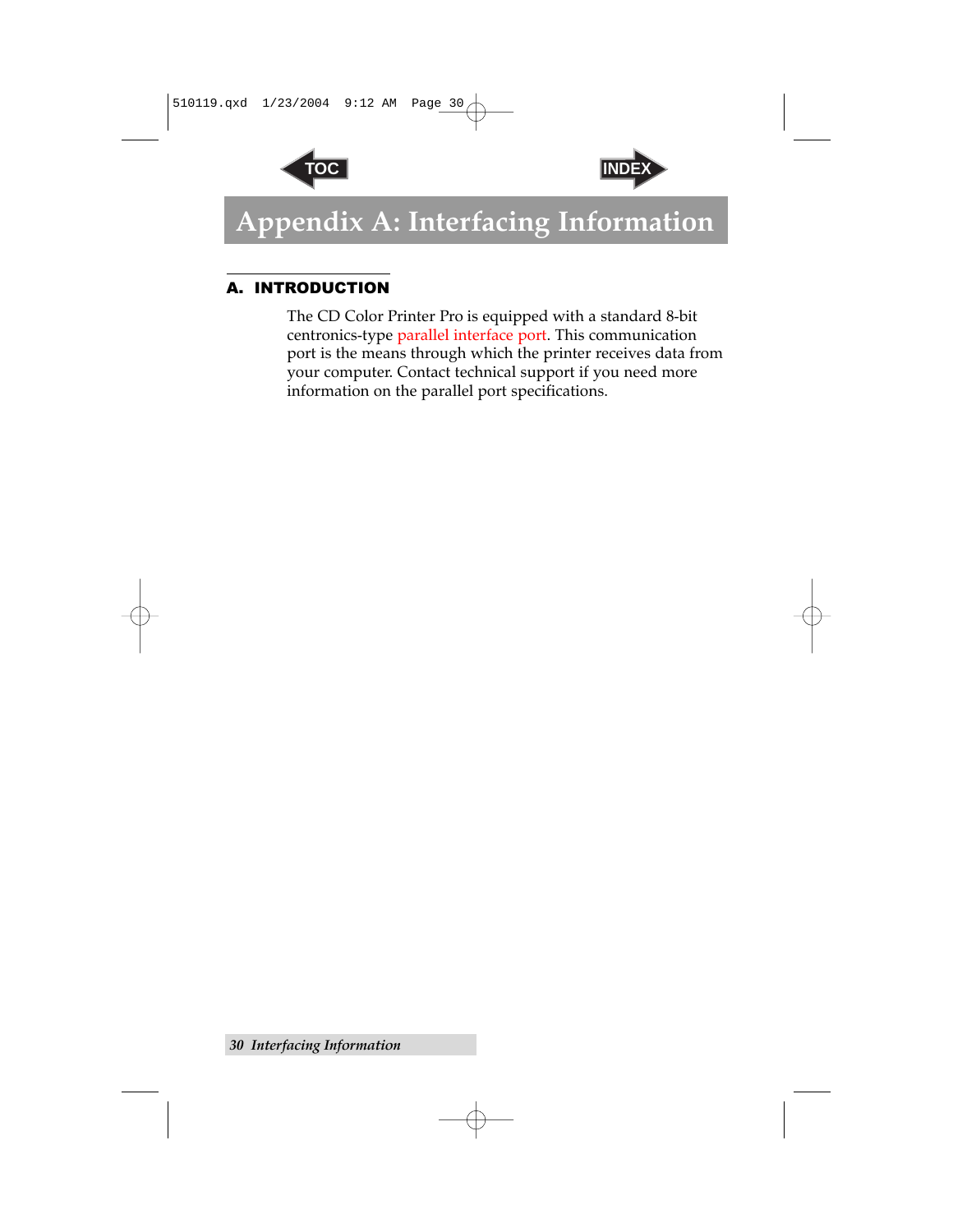# Appendix A: Interfacing Information

## A. INTRODUCTION

The CD Color Printer Pro is equipped with a standard 8-bit centronics-type parallel interface port. This communication port is the means through which the printer receives data from your computer. Contact technical support if you need more information on the parallel port specifications.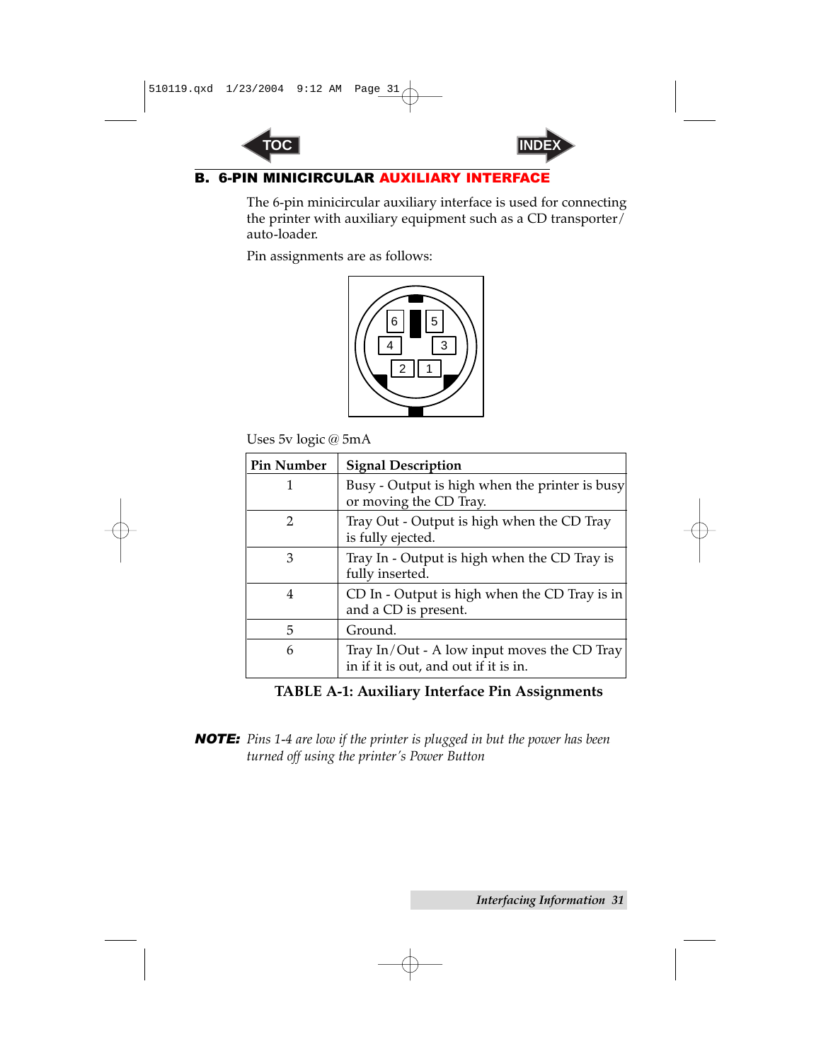## B. 6-PIN MINICIRCULAR AUXILIARY INTERFACE

The 6-pin minicircular auxiliary interface is used for connecting the printer with auxiliary equipment such as a CD transporter/ auto-loader.

Pin assignments are as follows:

Uses 5v logic @ 5mA

| Pin Number | Signal Description |
|---|---|
| 1 | Busy - Output is high when the printer is busy or moving the CD Tray. |
| 2 | Tray Out - Output is high when the CD Tray is fully ejected. |
| 3 | Tray In - Output is high when the CD Tray is fully inserted. |
| 4 | CD In - Output is high when the CD Tray is in and a CD is present. |
| 5 | Ground. |
| 6 | Tray In/Out - A low input moves the CD Tray in if it is out, and out if it is in. |

**TABLE A-1: Auxiliary Interface Pin Assignments**

***NOTE:*** *Pins 1-4 are low if the printer is plugged in but the power has been turned off using the printer's Power Button*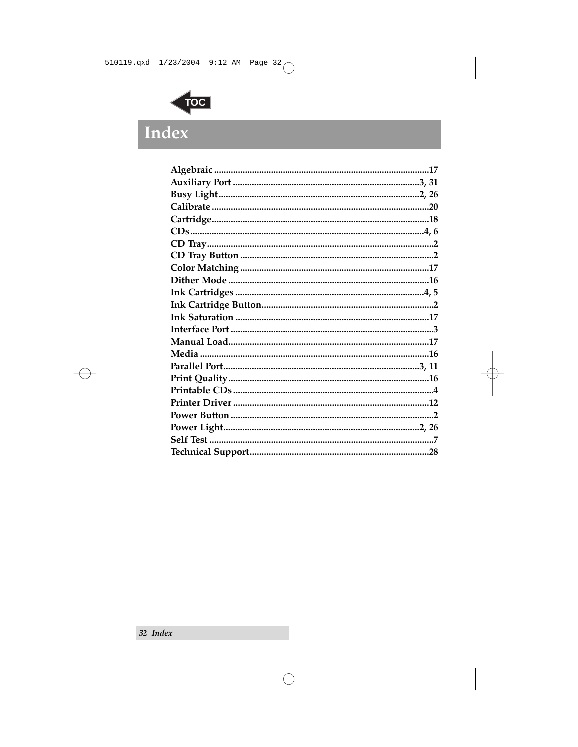# Index

**Algebraic** ..........17
**Auxiliary Port** ..........3, 31
**Busy Light** ..........2, 26
**Calibrate** ..........20
**Cartridge** ..........18
**CDs** ..........4, 6
**CD Tray** ..........2
**CD Tray Button** ..........2
**Color Matching** ..........17
**Dither Mode** ..........16
**Ink Cartridges** ..........4, 5
**Ink Cartridge Button** ..........2
**Ink Saturation** ..........17
**Interface Port** ..........3
**Manual Load** ..........17
**Media** ..........16
**Parallel Port** ..........3, 11
**Print Quality** ..........16
**Printable CDs** ..........4
**Printer Driver** ..........12
**Power Button** ..........2
**Power Light** ..........2, 26
**Self Test** ..........7
**Technical Support** ..........28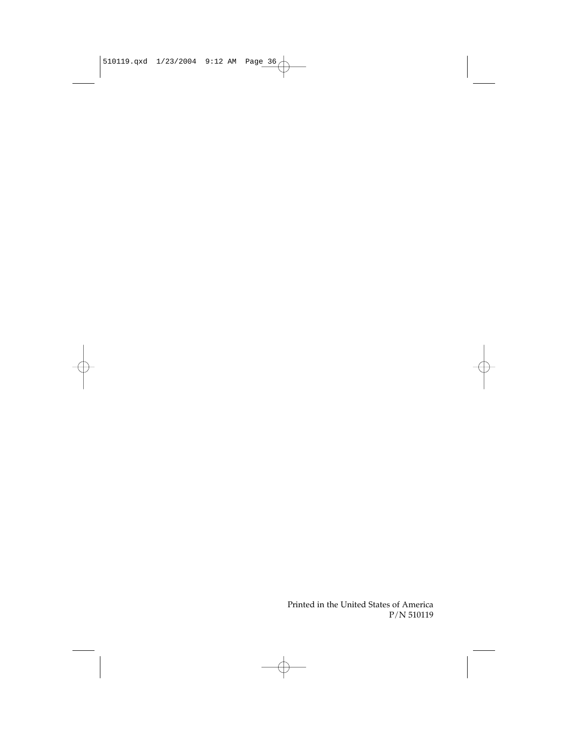Printed in the United States of America
P/N 510119